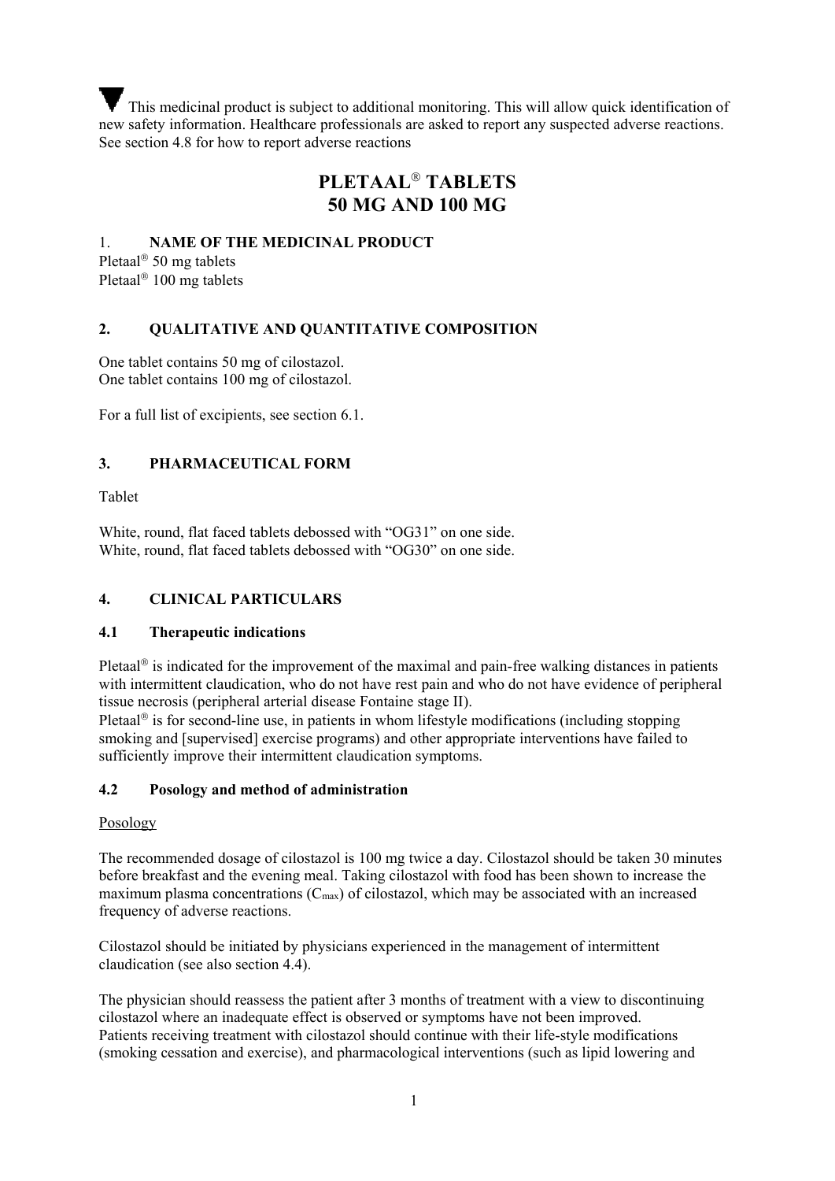▼ This medicinal product is subject to additional monitoring. This will allow quick identification of new safety information. Healthcare professionals are asked to report any suspected adverse reactions. See section 4.8 for how to report adverse reactions

# PLETAAL® TABLETS 50 MG AND 100 MG

## 1. NAME OF THE MEDICINAL PRODUCT

Pletaal® 50 mg tablets
Pletaal® 100 mg tablets

## 2. QUALITATIVE AND QUANTITATIVE COMPOSITION

One tablet contains 50 mg of cilostazol.
One tablet contains 100 mg of cilostazol.

For a full list of excipients, see section 6.1.

## 3. PHARMACEUTICAL FORM

Tablet

White, round, flat faced tablets debossed with "OG31" on one side.
White, round, flat faced tablets debossed with "OG30" on one side.

## 4. CLINICAL PARTICULARS

### 4.1 Therapeutic indications

Pletaal® is indicated for the improvement of the maximal and pain-free walking distances in patients with intermittent claudication, who do not have rest pain and who do not have evidence of peripheral tissue necrosis (peripheral arterial disease Fontaine stage II).
Pletaal® is for second-line use, in patients in whom lifestyle modifications (including stopping smoking and [supervised] exercise programs) and other appropriate interventions have failed to sufficiently improve their intermittent claudication symptoms.

### 4.2 Posology and method of administration

Posology

The recommended dosage of cilostazol is 100 mg twice a day. Cilostazol should be taken 30 minutes before breakfast and the evening meal. Taking cilostazol with food has been shown to increase the maximum plasma concentrations ($C_{max}$) of cilostazol, which may be associated with an increased frequency of adverse reactions.

Cilostazol should be initiated by physicians experienced in the management of intermittent claudication (see also section 4.4).

The physician should reassess the patient after 3 months of treatment with a view to discontinuing cilostazol where an inadequate effect is observed or symptoms have not been improved.
Patients receiving treatment with cilostazol should continue with their life-style modifications (smoking cessation and exercise), and pharmacological interventions (such as lipid lowering and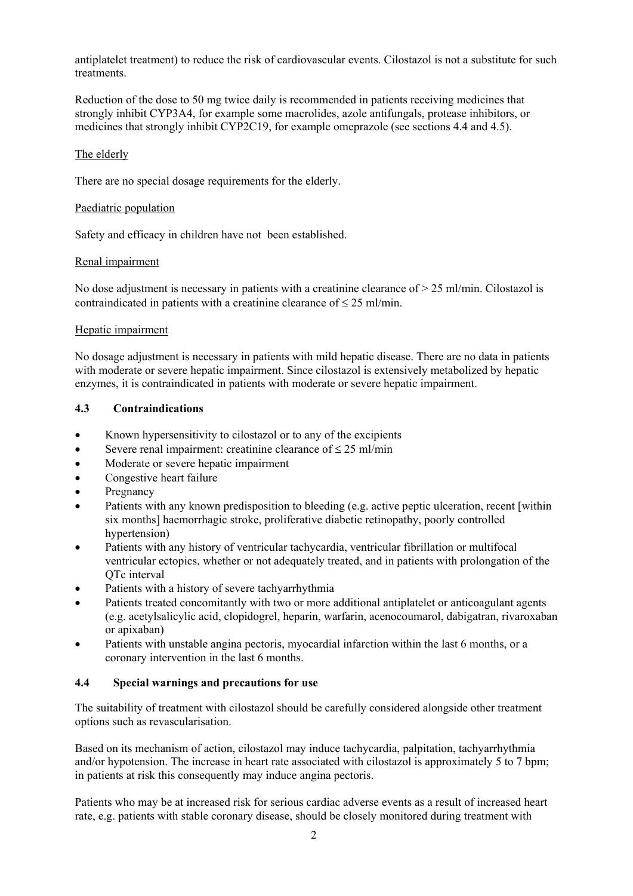antiplatelet treatment) to reduce the risk of cardiovascular events. Cilostazol is not a substitute for such treatments.

Reduction of the dose to 50 mg twice daily is recommended in patients receiving medicines that strongly inhibit CYP3A4, for example some macrolides, azole antifungals, protease inhibitors, or medicines that strongly inhibit CYP2C19, for example omeprazole (see sections 4.4 and 4.5).

The elderly

There are no special dosage requirements for the elderly.

Paediatric population

Safety and efficacy in children have not been established.

Renal impairment

No dose adjustment is necessary in patients with a creatinine clearance of > 25 ml/min. Cilostazol is contraindicated in patients with a creatinine clearance of ≤ 25 ml/min.

Hepatic impairment

No dosage adjustment is necessary in patients with mild hepatic disease. There are no data in patients with moderate or severe hepatic impairment. Since cilostazol is extensively metabolized by hepatic enzymes, it is contraindicated in patients with moderate or severe hepatic impairment.

### 4.3 Contraindications

- Known hypersensitivity to cilostazol or to any of the excipients
- Severe renal impairment: creatinine clearance of ≤ 25 ml/min
- Moderate or severe hepatic impairment
- Congestive heart failure
- Pregnancy
- Patients with any known predisposition to bleeding (e.g. active peptic ulceration, recent [within six months] haemorrhagic stroke, proliferative diabetic retinopathy, poorly controlled hypertension)
- Patients with any history of ventricular tachycardia, ventricular fibrillation or multifocal ventricular ectopics, whether or not adequately treated, and in patients with prolongation of the QTc interval
- Patients with a history of severe tachyarrhythmia
- Patients treated concomitantly with two or more additional antiplatelet or anticoagulant agents (e.g. acetylsalicylic acid, clopidogrel, heparin, warfarin, acenocoumarol, dabigatran, rivaroxaban or apixaban)
- Patients with unstable angina pectoris, myocardial infarction within the last 6 months, or a coronary intervention in the last 6 months.

### 4.4 Special warnings and precautions for use

The suitability of treatment with cilostazol should be carefully considered alongside other treatment options such as revascularisation.

Based on its mechanism of action, cilostazol may induce tachycardia, palpitation, tachyarrhythmia and/or hypotension. The increase in heart rate associated with cilostazol is approximately 5 to 7 bpm; in patients at risk this consequently may induce angina pectoris.

Patients who may be at increased risk for serious cardiac adverse events as a result of increased heart rate, e.g. patients with stable coronary disease, should be closely monitored during treatment with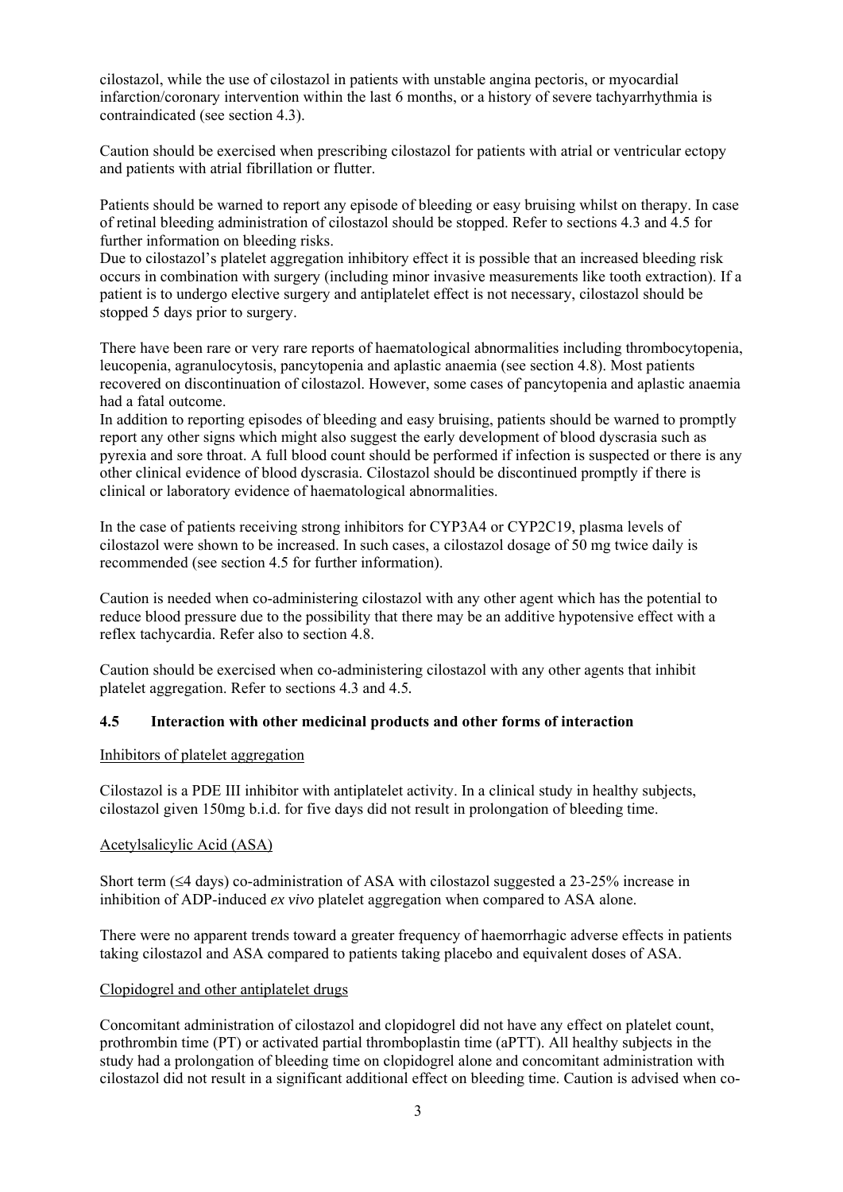cilostazol, while the use of cilostazol in patients with unstable angina pectoris, or myocardial infarction/coronary intervention within the last 6 months, or a history of severe tachyarrhythmia is contraindicated (see section 4.3).

Caution should be exercised when prescribing cilostazol for patients with atrial or ventricular ectopy and patients with atrial fibrillation or flutter.

Patients should be warned to report any episode of bleeding or easy bruising whilst on therapy. In case of retinal bleeding administration of cilostazol should be stopped. Refer to sections 4.3 and 4.5 for further information on bleeding risks.
Due to cilostazol's platelet aggregation inhibitory effect it is possible that an increased bleeding risk occurs in combination with surgery (including minor invasive measurements like tooth extraction). If a patient is to undergo elective surgery and antiplatelet effect is not necessary, cilostazol should be stopped 5 days prior to surgery.

There have been rare or very rare reports of haematological abnormalities including thrombocytopenia, leucopenia, agranulocytosis, pancytopenia and aplastic anaemia (see section 4.8). Most patients recovered on discontinuation of cilostazol. However, some cases of pancytopenia and aplastic anaemia had a fatal outcome.
In addition to reporting episodes of bleeding and easy bruising, patients should be warned to promptly report any other signs which might also suggest the early development of blood dyscrasia such as pyrexia and sore throat. A full blood count should be performed if infection is suspected or there is any other clinical evidence of blood dyscrasia. Cilostazol should be discontinued promptly if there is clinical or laboratory evidence of haematological abnormalities.

In the case of patients receiving strong inhibitors for CYP3A4 or CYP2C19, plasma levels of cilostazol were shown to be increased. In such cases, a cilostazol dosage of 50 mg twice daily is recommended (see section 4.5 for further information).

Caution is needed when co-administering cilostazol with any other agent which has the potential to reduce blood pressure due to the possibility that there may be an additive hypotensive effect with a reflex tachycardia. Refer also to section 4.8.

Caution should be exercised when co-administering cilostazol with any other agents that inhibit platelet aggregation. Refer to sections 4.3 and 4.5.

## 4.5 Interaction with other medicinal products and other forms of interaction

Inhibitors of platelet aggregation

Cilostazol is a PDE III inhibitor with antiplatelet activity. In a clinical study in healthy subjects, cilostazol given 150mg b.i.d. for five days did not result in prolongation of bleeding time.

Acetylsalicylic Acid (ASA)

Short term (≤4 days) co-administration of ASA with cilostazol suggested a 23-25% increase in inhibition of ADP-induced *ex vivo* platelet aggregation when compared to ASA alone.

There were no apparent trends toward a greater frequency of haemorrhagic adverse effects in patients taking cilostazol and ASA compared to patients taking placebo and equivalent doses of ASA.

Clopidogrel and other antiplatelet drugs

Concomitant administration of cilostazol and clopidogrel did not have any effect on platelet count, prothrombin time (PT) or activated partial thromboplastin time (aPTT). All healthy subjects in the study had a prolongation of bleeding time on clopidogrel alone and concomitant administration with cilostazol did not result in a significant additional effect on bleeding time. Caution is advised when co-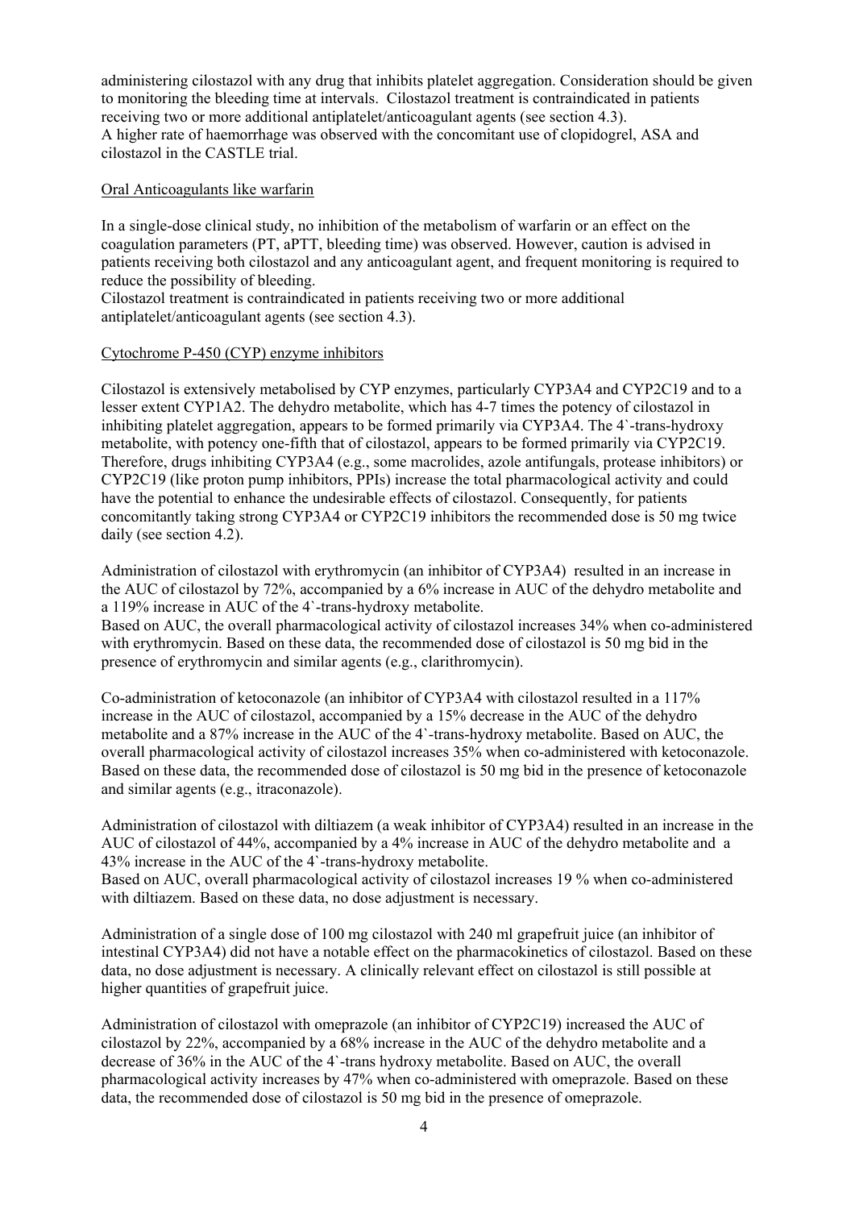administering cilostazol with any drug that inhibits platelet aggregation. Consideration should be given to monitoring the bleeding time at intervals. Cilostazol treatment is contraindicated in patients receiving two or more additional antiplatelet/anticoagulant agents (see section 4.3).
A higher rate of haemorrhage was observed with the concomitant use of clopidogrel, ASA and cilostazol in the CASTLE trial.

Oral Anticoagulants like warfarin

In a single-dose clinical study, no inhibition of the metabolism of warfarin or an effect on the coagulation parameters (PT, aPTT, bleeding time) was observed. However, caution is advised in patients receiving both cilostazol and any anticoagulant agent, and frequent monitoring is required to reduce the possibility of bleeding.
Cilostazol treatment is contraindicated in patients receiving two or more additional antiplatelet/anticoagulant agents (see section 4.3).

Cytochrome P-450 (CYP) enzyme inhibitors

Cilostazol is extensively metabolised by CYP enzymes, particularly CYP3A4 and CYP2C19 and to a lesser extent CYP1A2. The dehydro metabolite, which has 4-7 times the potency of cilostazol in inhibiting platelet aggregation, appears to be formed primarily via CYP3A4. The 4`-trans-hydroxy metabolite, with potency one-fifth that of cilostazol, appears to be formed primarily via CYP2C19. Therefore, drugs inhibiting CYP3A4 (e.g., some macrolides, azole antifungals, protease inhibitors) or CYP2C19 (like proton pump inhibitors, PPIs) increase the total pharmacological activity and could have the potential to enhance the undesirable effects of cilostazol. Consequently, for patients concomitantly taking strong CYP3A4 or CYP2C19 inhibitors the recommended dose is 50 mg twice daily (see section 4.2).

Administration of cilostazol with erythromycin (an inhibitor of CYP3A4) resulted in an increase in the AUC of cilostazol by 72%, accompanied by a 6% increase in AUC of the dehydro metabolite and a 119% increase in AUC of the 4`-trans-hydroxy metabolite.
Based on AUC, the overall pharmacological activity of cilostazol increases 34% when co-administered with erythromycin. Based on these data, the recommended dose of cilostazol is 50 mg bid in the presence of erythromycin and similar agents (e.g., clarithromycin).

Co-administration of ketoconazole (an inhibitor of CYP3A4 with cilostazol resulted in a 117% increase in the AUC of cilostazol, accompanied by a 15% decrease in the AUC of the dehydro metabolite and a 87% increase in the AUC of the 4`-trans-hydroxy metabolite. Based on AUC, the overall pharmacological activity of cilostazol increases 35% when co-administered with ketoconazole. Based on these data, the recommended dose of cilostazol is 50 mg bid in the presence of ketoconazole and similar agents (e.g., itraconazole).

Administration of cilostazol with diltiazem (a weak inhibitor of CYP3A4) resulted in an increase in the AUC of cilostazol of 44%, accompanied by a 4% increase in AUC of the dehydro metabolite and a 43% increase in the AUC of the 4`-trans-hydroxy metabolite.
Based on AUC, overall pharmacological activity of cilostazol increases 19 % when co-administered with diltiazem. Based on these data, no dose adjustment is necessary.

Administration of a single dose of 100 mg cilostazol with 240 ml grapefruit juice (an inhibitor of intestinal CYP3A4) did not have a notable effect on the pharmacokinetics of cilostazol. Based on these data, no dose adjustment is necessary. A clinically relevant effect on cilostazol is still possible at higher quantities of grapefruit juice.

Administration of cilostazol with omeprazole (an inhibitor of CYP2C19) increased the AUC of cilostazol by 22%, accompanied by a 68% increase in the AUC of the dehydro metabolite and a decrease of 36% in the AUC of the 4`-trans hydroxy metabolite. Based on AUC, the overall pharmacological activity increases by 47% when co-administered with omeprazole. Based on these data, the recommended dose of cilostazol is 50 mg bid in the presence of omeprazole.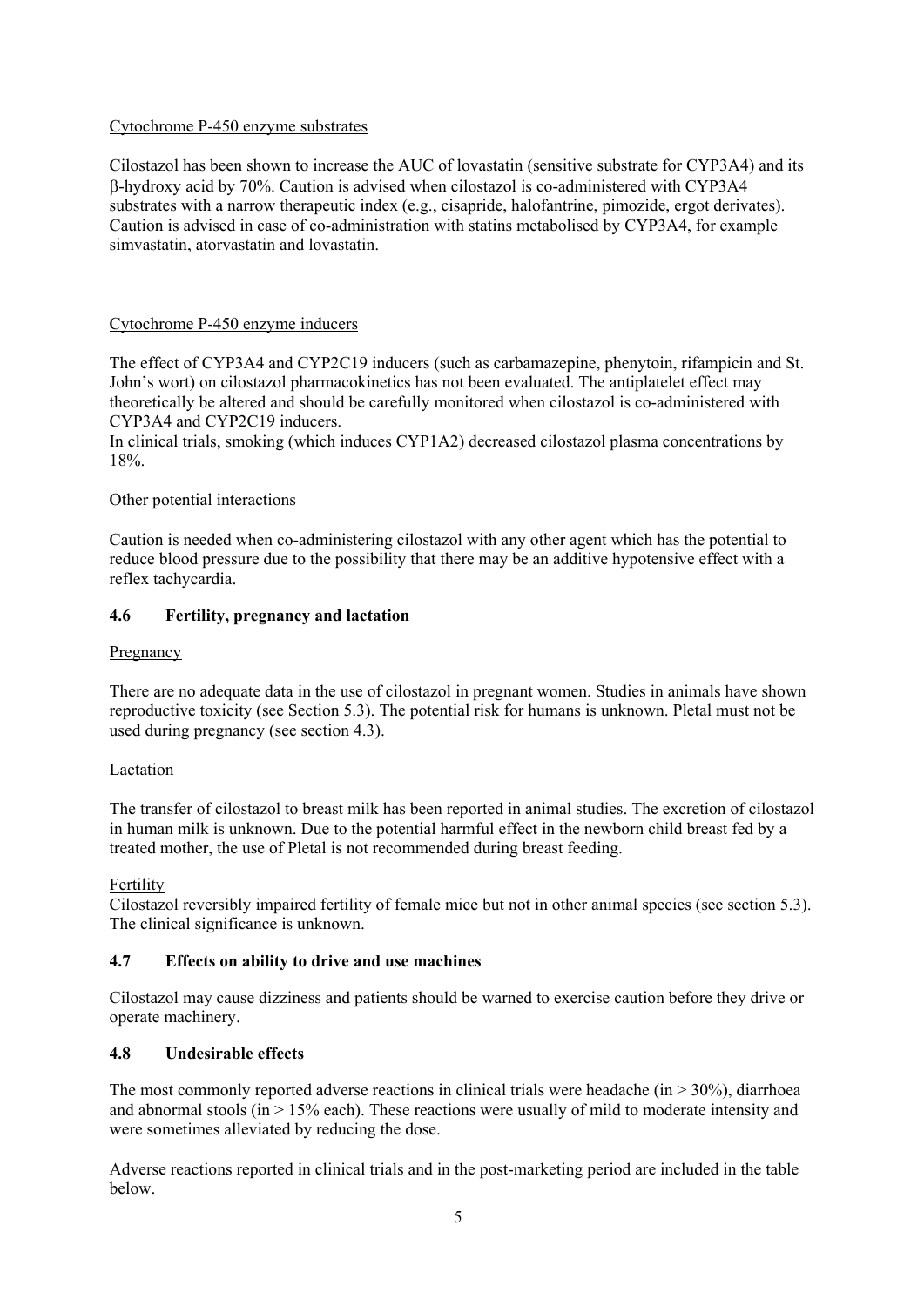Cytochrome P-450 enzyme substrates

Cilostazol has been shown to increase the AUC of lovastatin (sensitive substrate for CYP3A4) and its β-hydroxy acid by 70%. Caution is advised when cilostazol is co-administered with CYP3A4 substrates with a narrow therapeutic index (e.g., cisapride, halofantrine, pimozide, ergot derivates). Caution is advised in case of co-administration with statins metabolised by CYP3A4, for example simvastatin, atorvastatin and lovastatin.

Cytochrome P-450 enzyme inducers

The effect of CYP3A4 and CYP2C19 inducers (such as carbamazepine, phenytoin, rifampicin and St. John's wort) on cilostazol pharmacokinetics has not been evaluated. The antiplatelet effect may theoretically be altered and should be carefully monitored when cilostazol is co-administered with CYP3A4 and CYP2C19 inducers.
In clinical trials, smoking (which induces CYP1A2) decreased cilostazol plasma concentrations by 18%.

Other potential interactions

Caution is needed when co-administering cilostazol with any other agent which has the potential to reduce blood pressure due to the possibility that there may be an additive hypotensive effect with a reflex tachycardia.

### 4.6 Fertility, pregnancy and lactation

Pregnancy

There are no adequate data in the use of cilostazol in pregnant women. Studies in animals have shown reproductive toxicity (see Section 5.3). The potential risk for humans is unknown. Pletal must not be used during pregnancy (see section 4.3).

Lactation

The transfer of cilostazol to breast milk has been reported in animal studies. The excretion of cilostazol in human milk is unknown. Due to the potential harmful effect in the newborn child breast fed by a treated mother, the use of Pletal is not recommended during breast feeding.

Fertility
Cilostazol reversibly impaired fertility of female mice but not in other animal species (see section 5.3). The clinical significance is unknown.

### 4.7 Effects on ability to drive and use machines

Cilostazol may cause dizziness and patients should be warned to exercise caution before they drive or operate machinery.

### 4.8 Undesirable effects

The most commonly reported adverse reactions in clinical trials were headache (in > 30%), diarrhoea and abnormal stools (in > 15% each). These reactions were usually of mild to moderate intensity and were sometimes alleviated by reducing the dose.

Adverse reactions reported in clinical trials and in the post-marketing period are included in the table below.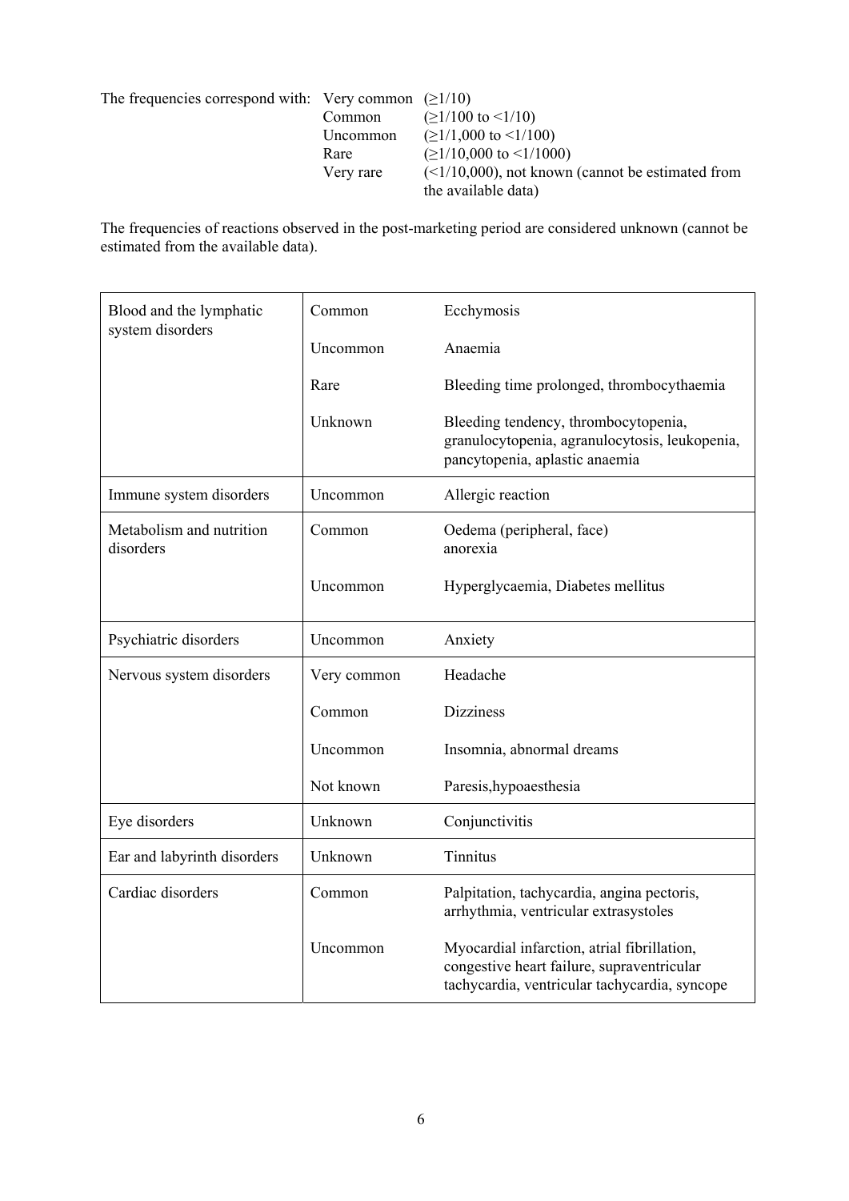The frequencies correspond with:

| | |
|---|---|
| Very common | (≥1/10) |
| Common | (≥1/100 to <1/10) |
| Uncommon | (≥1/1,000 to <1/100) |
| Rare | (≥1/10,000 to <1/1000) |
| Very rare | (<1/10,000), not known (cannot be estimated from the available data) |

The frequencies of reactions observed in the post-marketing period are considered unknown (cannot be estimated from the available data).

| | | |
|---|---|---|
| Blood and the lymphatic system disorders | Common | Ecchymosis |
| | Uncommon | Anaemia |
| | Rare | Bleeding time prolonged, thrombocythaemia |
| | Unknown | Bleeding tendency, thrombocytopenia, granulocytopenia, agranulocytosis, leukopenia, pancytopenia, aplastic anaemia |
| Immune system disorders | Uncommon | Allergic reaction |
| Metabolism and nutrition disorders | Common | Oedema (peripheral, face) anorexia |
| | Uncommon | Hyperglycaemia, Diabetes mellitus |
| Psychiatric disorders | Uncommon | Anxiety |
| Nervous system disorders | Very common | Headache |
| | Common | Dizziness |
| | Uncommon | Insomnia, abnormal dreams |
| | Not known | Paresis,hypoaesthesia |
| Eye disorders | Unknown | Conjunctivitis |
| Ear and labyrinth disorders | Unknown | Tinnitus |
| Cardiac disorders | Common | Palpitation, tachycardia, angina pectoris, arrhythmia, ventricular extrasystoles |
| | Uncommon | Myocardial infarction, atrial fibrillation, congestive heart failure, supraventricular tachycardia, ventricular tachycardia, syncope |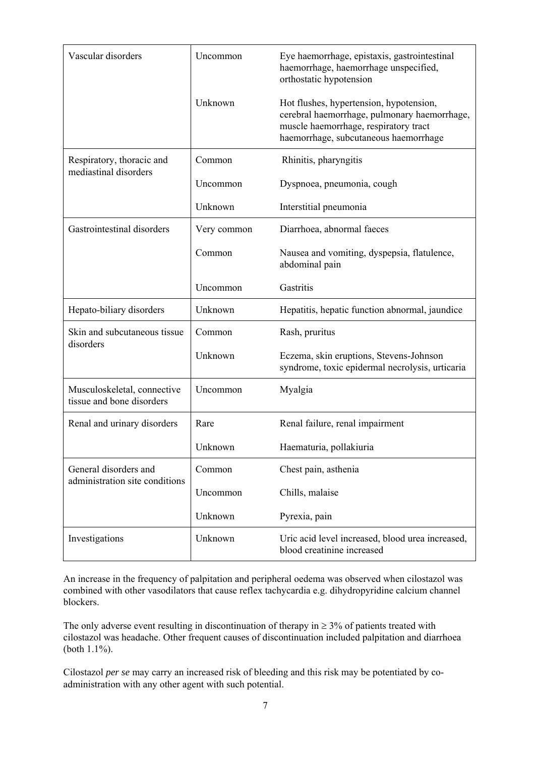| | | |
|---|---|---|
| Vascular disorders | Uncommon | Eye haemorrhage, epistaxis, gastrointestinal haemorrhage, haemorrhage unspecified, orthostatic hypotension |
| | Unknown | Hot flushes, hypertension, hypotension, cerebral haemorrhage, pulmonary haemorrhage, muscle haemorrhage, respiratory tract haemorrhage, subcutaneous haemorrhage |
| Respiratory, thoracic and mediastinal disorders | Common | Rhinitis, pharyngitis |
| | Uncommon | Dyspnoea, pneumonia, cough |
| | Unknown | Interstitial pneumonia |
| Gastrointestinal disorders | Very common | Diarrhoea, abnormal faeces |
| | Common | Nausea and vomiting, dyspepsia, flatulence, abdominal pain |
| | Uncommon | Gastritis |
| Hepato-biliary disorders | Unknown | Hepatitis, hepatic function abnormal, jaundice |
| Skin and subcutaneous tissue disorders | Common | Rash, pruritus |
| | Unknown | Eczema, skin eruptions, Stevens-Johnson syndrome, toxic epidermal necrolysis, urticaria |
| Musculoskeletal, connective tissue and bone disorders | Uncommon | Myalgia |
| Renal and urinary disorders | Rare | Renal failure, renal impairment |
| | Unknown | Haematuria, pollakiuria |
| General disorders and administration site conditions | Common | Chest pain, asthenia |
| | Uncommon | Chills, malaise |
| | Unknown | Pyrexia, pain |
| Investigations | Unknown | Uric acid level increased, blood urea increased, blood creatinine increased |

An increase in the frequency of palpitation and peripheral oedema was observed when cilostazol was combined with other vasodilators that cause reflex tachycardia e.g. dihydropyridine calcium channel blockers.

The only adverse event resulting in discontinuation of therapy in ≥ 3% of patients treated with cilostazol was headache. Other frequent causes of discontinuation included palpitation and diarrhoea (both 1.1%).

Cilostazol *per se* may carry an increased risk of bleeding and this risk may be potentiated by co-administration with any other agent with such potential.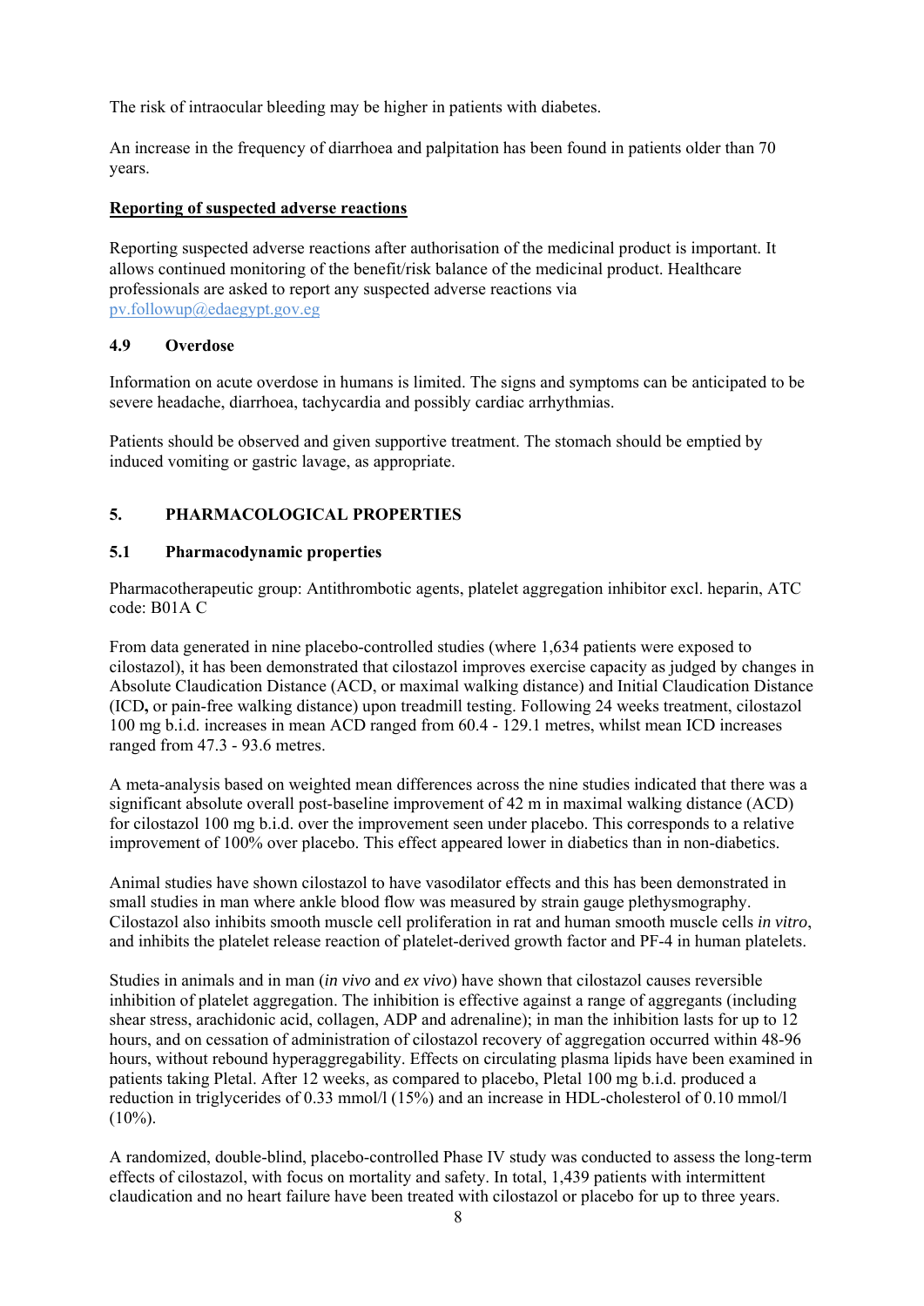The risk of intraocular bleeding may be higher in patients with diabetes.

An increase in the frequency of diarrhoea and palpitation has been found in patients older than 70 years.

**Reporting of suspected adverse reactions**

Reporting suspected adverse reactions after authorisation of the medicinal product is important. It allows continued monitoring of the benefit/risk balance of the medicinal product. Healthcare professionals are asked to report any suspected adverse reactions via pv.followup@edaegypt.gov.eg

### 4.9 Overdose

Information on acute overdose in humans is limited. The signs and symptoms can be anticipated to be severe headache, diarrhoea, tachycardia and possibly cardiac arrhythmias.

Patients should be observed and given supportive treatment. The stomach should be emptied by induced vomiting or gastric lavage, as appropriate.

## 5. PHARMACOLOGICAL PROPERTIES

### 5.1 Pharmacodynamic properties

Pharmacotherapeutic group: Antithrombotic agents, platelet aggregation inhibitor excl. heparin, ATC code: B01A C

From data generated in nine placebo-controlled studies (where 1,634 patients were exposed to cilostazol), it has been demonstrated that cilostazol improves exercise capacity as judged by changes in Absolute Claudication Distance (ACD, or maximal walking distance) and Initial Claudication Distance (ICD**,** or pain-free walking distance) upon treadmill testing. Following 24 weeks treatment, cilostazol 100 mg b.i.d. increases in mean ACD ranged from 60.4 - 129.1 metres, whilst mean ICD increases ranged from 47.3 - 93.6 metres.

A meta-analysis based on weighted mean differences across the nine studies indicated that there was a significant absolute overall post-baseline improvement of 42 m in maximal walking distance (ACD) for cilostazol 100 mg b.i.d. over the improvement seen under placebo. This corresponds to a relative improvement of 100% over placebo. This effect appeared lower in diabetics than in non-diabetics.

Animal studies have shown cilostazol to have vasodilator effects and this has been demonstrated in small studies in man where ankle blood flow was measured by strain gauge plethysmography. Cilostazol also inhibits smooth muscle cell proliferation in rat and human smooth muscle cells *in vitro*, and inhibits the platelet release reaction of platelet-derived growth factor and PF-4 in human platelets.

Studies in animals and in man (*in vivo* and *ex vivo*) have shown that cilostazol causes reversible inhibition of platelet aggregation. The inhibition is effective against a range of aggregants (including shear stress, arachidonic acid, collagen, ADP and adrenaline); in man the inhibition lasts for up to 12 hours, and on cessation of administration of cilostazol recovery of aggregation occurred within 48-96 hours, without rebound hyperaggregability. Effects on circulating plasma lipids have been examined in patients taking Pletal. After 12 weeks, as compared to placebo, Pletal 100 mg b.i.d. produced a reduction in triglycerides of 0.33 mmol/l (15%) and an increase in HDL-cholesterol of 0.10 mmol/l (10%).

A randomized, double-blind, placebo-controlled Phase IV study was conducted to assess the long-term effects of cilostazol, with focus on mortality and safety. In total, 1,439 patients with intermittent claudication and no heart failure have been treated with cilostazol or placebo for up to three years.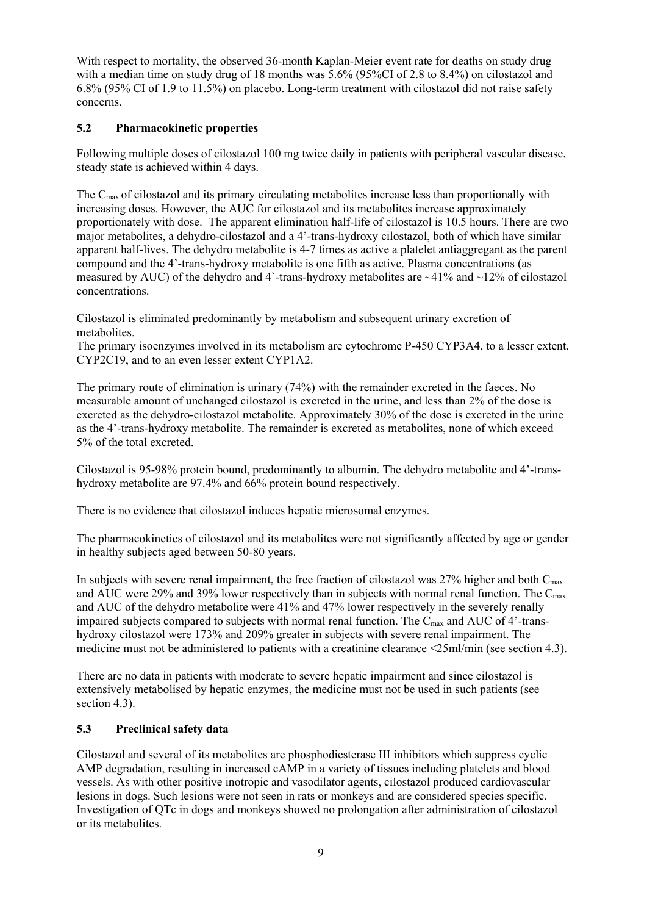With respect to mortality, the observed 36-month Kaplan-Meier event rate for deaths on study drug with a median time on study drug of 18 months was 5.6% (95%CI of 2.8 to 8.4%) on cilostazol and 6.8% (95% CI of 1.9 to 11.5%) on placebo. Long-term treatment with cilostazol did not raise safety concerns.

## 5.2 Pharmacokinetic properties

Following multiple doses of cilostazol 100 mg twice daily in patients with peripheral vascular disease, steady state is achieved within 4 days.

The $C_{max}$ of cilostazol and its primary circulating metabolites increase less than proportionally with increasing doses. However, the AUC for cilostazol and its metabolites increase approximately proportionately with dose. The apparent elimination half-life of cilostazol is 10.5 hours. There are two major metabolites, a dehydro-cilostazol and a 4'-trans-hydroxy cilostazol, both of which have similar apparent half-lives. The dehydro metabolite is 4-7 times as active a platelet antiaggregant as the parent compound and the 4'-trans-hydroxy metabolite is one fifth as active. Plasma concentrations (as measured by AUC) of the dehydro and 4`-trans-hydroxy metabolites are ~41% and ~12% of cilostazol concentrations.

Cilostazol is eliminated predominantly by metabolism and subsequent urinary excretion of metabolites.
The primary isoenzymes involved in its metabolism are cytochrome P-450 CYP3A4, to a lesser extent, CYP2C19, and to an even lesser extent CYP1A2.

The primary route of elimination is urinary (74%) with the remainder excreted in the faeces. No measurable amount of unchanged cilostazol is excreted in the urine, and less than 2% of the dose is excreted as the dehydro-cilostazol metabolite. Approximately 30% of the dose is excreted in the urine as the 4'-trans-hydroxy metabolite. The remainder is excreted as metabolites, none of which exceed 5% of the total excreted.

Cilostazol is 95-98% protein bound, predominantly to albumin. The dehydro metabolite and 4'-trans-hydroxy metabolite are 97.4% and 66% protein bound respectively.

There is no evidence that cilostazol induces hepatic microsomal enzymes.

The pharmacokinetics of cilostazol and its metabolites were not significantly affected by age or gender in healthy subjects aged between 50-80 years.

In subjects with severe renal impairment, the free fraction of cilostazol was 27% higher and both $C_{max}$ and AUC were 29% and 39% lower respectively than in subjects with normal renal function. The $C_{max}$ and AUC of the dehydro metabolite were 41% and 47% lower respectively in the severely renally impaired subjects compared to subjects with normal renal function. The $C_{max}$ and AUC of 4'-trans-hydroxy cilostazol were 173% and 209% greater in subjects with severe renal impairment. The medicine must not be administered to patients with a creatinine clearance <25ml/min (see section 4.3).

There are no data in patients with moderate to severe hepatic impairment and since cilostazol is extensively metabolised by hepatic enzymes, the medicine must not be used in such patients (see section 4.3).

## 5.3 Preclinical safety data

Cilostazol and several of its metabolites are phosphodiesterase III inhibitors which suppress cyclic AMP degradation, resulting in increased cAMP in a variety of tissues including platelets and blood vessels. As with other positive inotropic and vasodilator agents, cilostazol produced cardiovascular lesions in dogs. Such lesions were not seen in rats or monkeys and are considered species specific. Investigation of QTc in dogs and monkeys showed no prolongation after administration of cilostazol or its metabolites.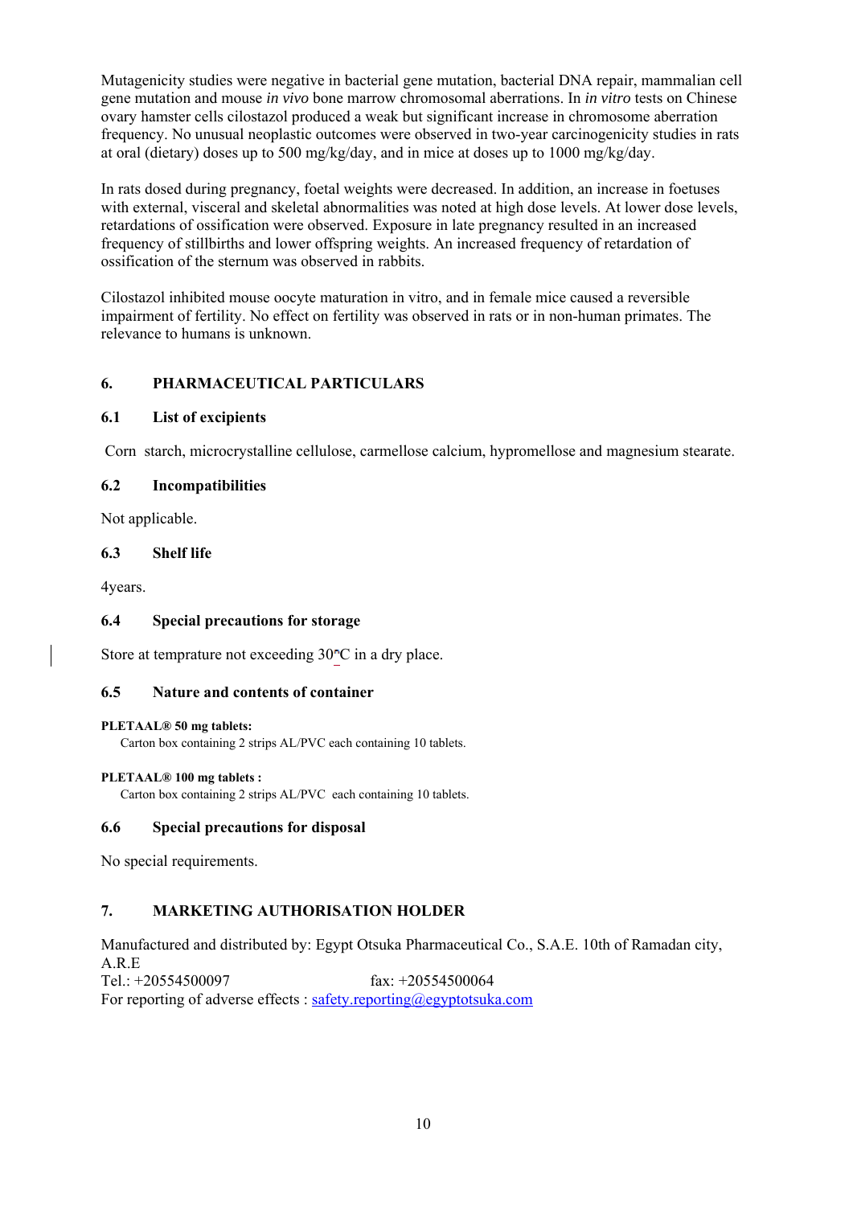Mutagenicity studies were negative in bacterial gene mutation, bacterial DNA repair, mammalian cell gene mutation and mouse *in vivo* bone marrow chromosomal aberrations. In *in vitro* tests on Chinese ovary hamster cells cilostazol produced a weak but significant increase in chromosome aberration frequency. No unusual neoplastic outcomes were observed in two-year carcinogenicity studies in rats at oral (dietary) doses up to 500 mg/kg/day, and in mice at doses up to 1000 mg/kg/day.

In rats dosed during pregnancy, foetal weights were decreased. In addition, an increase in foetuses with external, visceral and skeletal abnormalities was noted at high dose levels. At lower dose levels, retardations of ossification were observed. Exposure in late pregnancy resulted in an increased frequency of stillbirths and lower offspring weights. An increased frequency of retardation of ossification of the sternum was observed in rabbits.

Cilostazol inhibited mouse oocyte maturation in vitro, and in female mice caused a reversible impairment of fertility. No effect on fertility was observed in rats or in non-human primates. The relevance to humans is unknown.

## 6. PHARMACEUTICAL PARTICULARS

### 6.1 List of excipients

Corn starch, microcrystalline cellulose, carmellose calcium, hypromellose and magnesium stearate.

### 6.2 Incompatibilities

Not applicable.

### 6.3 Shelf life

4years.

### 6.4 Special precautions for storage

Store at temprature not exceeding 30°C in a dry place.

### 6.5 Nature and contents of container

**PLETAAL® 50 mg tablets:**

Carton box containing 2 strips AL/PVC each containing 10 tablets.

**PLETAAL® 100 mg tablets :**

Carton box containing 2 strips AL/PVC each containing 10 tablets.

### 6.6 Special precautions for disposal

No special requirements.

## 7. MARKETING AUTHORISATION HOLDER

Manufactured and distributed by: Egypt Otsuka Pharmaceutical Co., S.A.E. 10th of Ramadan city, A.R.E

Tel.: +20554500097 fax: +20554500064

For reporting of adverse effects : safety.reporting@egyptotsuka.com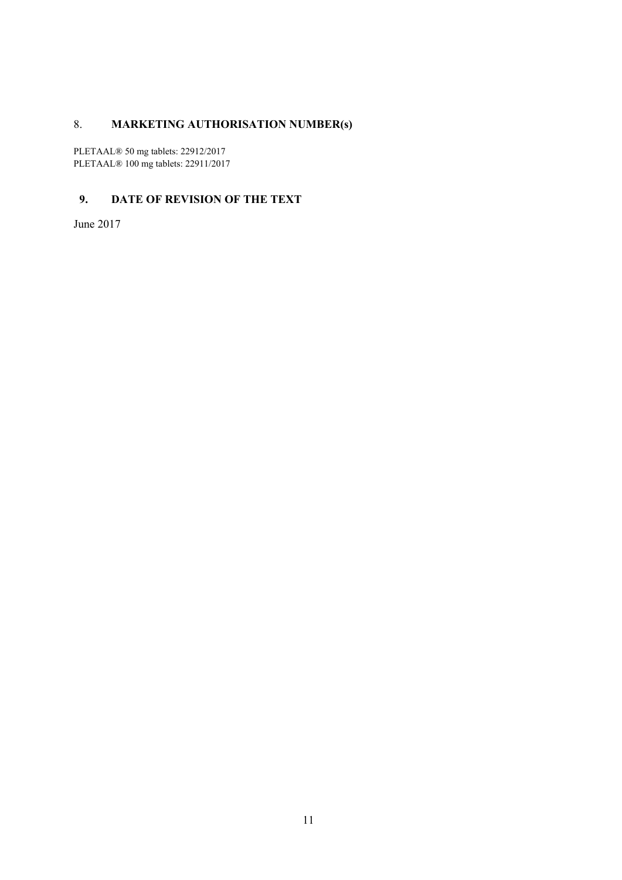## 8. MARKETING AUTHORISATION NUMBER(s)

PLETAAL® 50 mg tablets: 22912/2017
PLETAAL® 100 mg tablets: 22911/2017

## 9. DATE OF REVISION OF THE TEXT

June 2017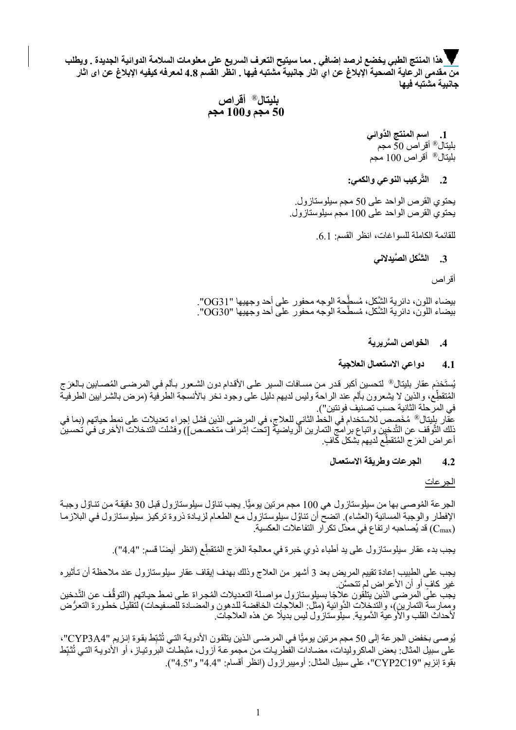▼ **هذا المنتج الطبي يخضع لرصد إضافي . مما سيتيح التعرف السريع على معلومات السلامة الدوائية الجديدة . ويطلب من مقدمى الرعاية الصحية الإبلاغ عن اي اثار جانبية مشتبه فيها . انظر القسم 4.8 لمعرفه كيفيه الإبلاغ عن اى اثار جانبية مشتبه فيها**

# بليتال® أقراص
# 50 مجم و100 مجم

## 1. اسم المنتج الدَّوائي

بليتال® أقراص 50 مجم
بليتال® أقراص 100 مجم

## 2. التَّركيب النوعي والكمي:

يحتوي القرص الواحد على 50 مجم سيلوستازول.
يحتوي القرص الواحد على 100 مجم سيلوستازول.

للقائمة الكاملة للسواغات، انظر القسم: 6.1.

## 3. الشَّكل الصَّيدلاني

أقراص

بيضاء اللون، دائرية الشَّكل، مُسطَّحة الوجه محفور على أحد وجهيها "OG31".
بيضاء اللون، دائرية الشَّكل، مُسطَّحة الوجه محفور على أحد وجهيها "OG30".

## 4. الخواص السَّريرية

### 4.1 دواعي الاستعمال العلاجية

يُستَخدَم عقار بليتال® لتحسين أكبر قدر من مسافات السير على الأقدام دون الشعور بألم في المرضى المُصابين بالعَرَج المُتقطِّع، والذين لا يشعرون بألم عند الراحة وليس لديهم دليل على وجود نخر بالأنسجة الطرفية (مرض بالشرايين الطرفية في المرحلة الثانية حسب تصنيف فونتين").
عقار بليتال® مُخصص للاستخدام في الخط الثاني للعلاج، في المرضى الذين فشل إجراء تعديلات على نمط حياتهم (بما في ذلك التَّوقف عن التَّدخين واتباع برامج التمارين الرِّياضية [تحت إشراف متخصص]) وفشلت التدخلات الأخرى في تحسين أعراض العَرَج المُتقطِّع لديهم بشكل كافٍ.

### 4.2 الجرعات وطريقة الاستعمال

<u>الجرعات</u>

الجرعة المُوصى بها من سيلوستازول هي 100 مجم مرتين يوميًّا. يجب تناوُل سيلوستازول قبل 30 دقيقة من تناوُل وجبة الإفطار والوجبة المسائية (العشاء). اتضح أن تناوُل سيلوستازول مع الطعام لزيادة ذروة تركيز سيلوستازول في البلازما ($C_{max}$) قد يُصاحبه ارتفاع في معدَّل تكرار التفاعلات العكسية.

يجب بدء عقار سيلوستازول على يد أطباء ذوي خبرة في معالجة العَرَج المُتقطِّع (انظر أيضًا قسم: "4.4").

يجب على الطبيب إعادة تقييم المريض بعد 3 أشهر من العلاج وذلك بهدف إيقاف عقار سيلوستازول عند ملاحظة أن تأثيره غير كافٍ أو أن الأعراض لم تتحسَّن.
يجب على المرضى الذين يتلقون علاجًا بسيلوستازول مواصلة التعديلات المُجراة على نمط حياتهم (التوقُّف عن التَّدخين وممارسة التمارين)، والتدخلات الدَّوائية (مثل: العلاجات الخافضة للدهون والمضادة للصفيحات) لتقليل خطورة التعرُّض لأحداث القلب والأوعية الدَّموية. سيلوستازول ليس بديلًا عن هذه العلاجات.

يُوصى بخفض الجرعة إلى 50 مجم مرتين يوميًّا في المرضى الذين يتلقون الأدوية التي تُثبِّط بقوة إنزيم "CYP3A4"، على سبيل المثال: بعض الماكروليدات، مضادات الفطريات من مجموعة آزول، مثبطات البروتياز، أو الأدوية التي تُثبِّط بقوة إنزيم "CYP2C19"، على سبيل المثال: أوميبرازول (انظر أقسام: "4.4" و"4.5").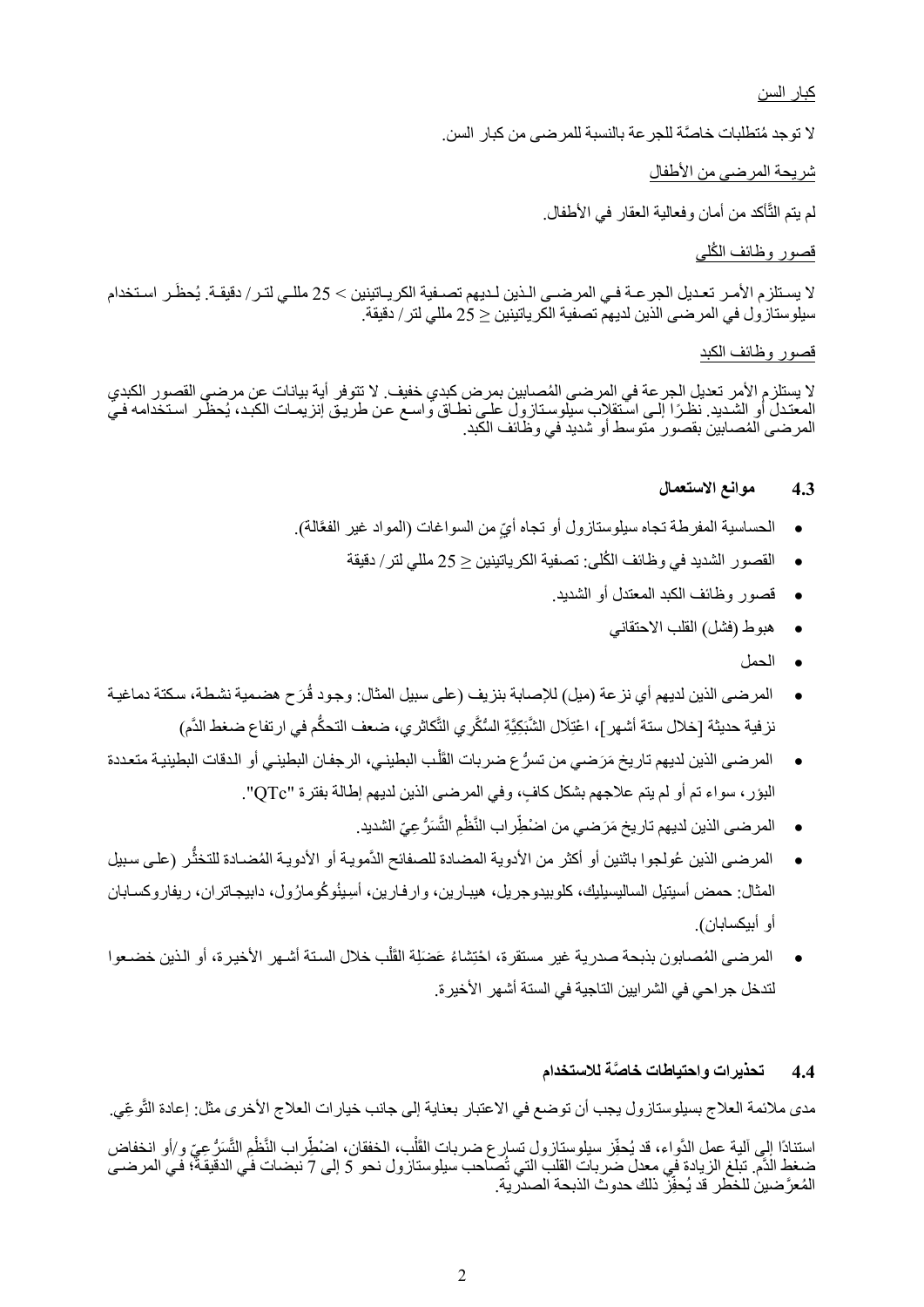كبار السن

لا توجد مُتطلبات خاصَّة للجرعة بالنسبة للمرضى من كبار السن.

شريحة المرضى من الأطفال

لم يتم التَّأكد من أمان وفعالية العقار في الأطفال.

قصور وظائف الكُلى

لا يستلزم الأمر تعديل الجرعة في المرضى الذين لديهم تصفية الكرياتينين > 25 مللي لتر/ دقيقة. يُحظَر استخدام سيلوستازول في المرضى الذين لديهم تصفية الكرياتينين ≤ 25 مللي لتر/ دقيقة.

قصور وظائف الكبد

لا يستلزم الأمر تعديل الجرعة في المرضى المُصابين بمرض كبدي خفيف. لا تتوفر أية بيانات عن مرضى القصور الكبدي المعتدل أو الشديد. نظرًا إلى استقلاب سيلوستازول على نطاق واسع عن طريق إنزيمات الكبد، يُحظَر استخدامه في المرضى المُصابين بقصور متوسط أو شديد في وظائف الكبد.

## 4.3 موانع الاستعمال

- الحساسية المفرطة تجاه سيلوستازول أو تجاه أيٍّ من السواغات (المواد غير الفعَّالة).
- القصور الشديد في وظائف الكُلى: تصفية الكرياتينين ≤ 25 مللي لتر/ دقيقة
- قصور وظائف الكبد المعتدل أو الشديد.
- هبوط (فشل) القلب الاحتقاني
- الحمل
- المرضى الذين لديهم أي نزعة (ميل) للإصابة بنزيف (على سبيل المثال: وجود قُرَح هضمية نشطة، سكتة دماغية نزفية حديثة [خلال ستة أشهر]، اعْتِلَال الشَّبَكِيَّةِ السُّكَّري التَّكاثري، ضعف التحكُّم في ارتفاع ضغط الدَّم)
- المرضى الذين لديهم تاريخ مَرَضي من تسرُّع ضربات القَلْب البطيني، الرجفان البطيني أو الدقات البطينية متعددة البؤر، سواء تم أو لم يتم علاجهم بشكل كافٍ، وفي المرضى الذين لديهم إطالة بفترة "QTc".
- المرضى الذين لديهم تاريخ مَرَضي من اضْطِّراب النَّظْمِ التَّسَرُّعِيِّ الشديد.
- المرضى الذين عُولجوا باثنين أو أكثر من الأدوية المضادة للصفائح الدَّموية أو الأدوية المُضادة للتخثُّر (على سبيل المثال: حمض أسيتيل الساليسيليك، كلوبيدوجريل، هيبارين، وارفارين، أسِينُوكُومارُول، دابيجاتران، ريفاروكسابان أو أبيكسابان).
- المرضى المُصابون بذبحة صدرية غير مستقرة، احْتِشاءُ عَضَلِةِ القَلْب خلال الستة أشهر الأخيرة، أو الذين خضعوا لتدخل جراحي في الشرايين التاجية في الستة أشهر الأخيرة.

## 4.4 تحذيرات واحتياطات خاصَّة للاستخدام

مدى ملائمة العلاج بسيلوستازول يجب أن توضع في الاعتبار بعناية إلى جانب خيارات العلاج الأخرى مثل: إعادة التَّوعِّي.

استنادًا إلى آلية عمل الدَّواء، قد يُحفِّز سيلوستازول تسارع ضربات القَلْب، الخفقان، اضْطِّراب النَّظْمِ التَّسَرُّعِيّ و/أو انخفاض ضغط الدَّم. تبلغ الزيادة في معدل ضربات القلب التي تُصاحب سيلوستازول نحو 5 إلى 7 نبضات في الدقيقة؛ في المرضى المُعرَّضين للخطر قد يُحفِّز ذلك حدوث الذبحة الصدرية.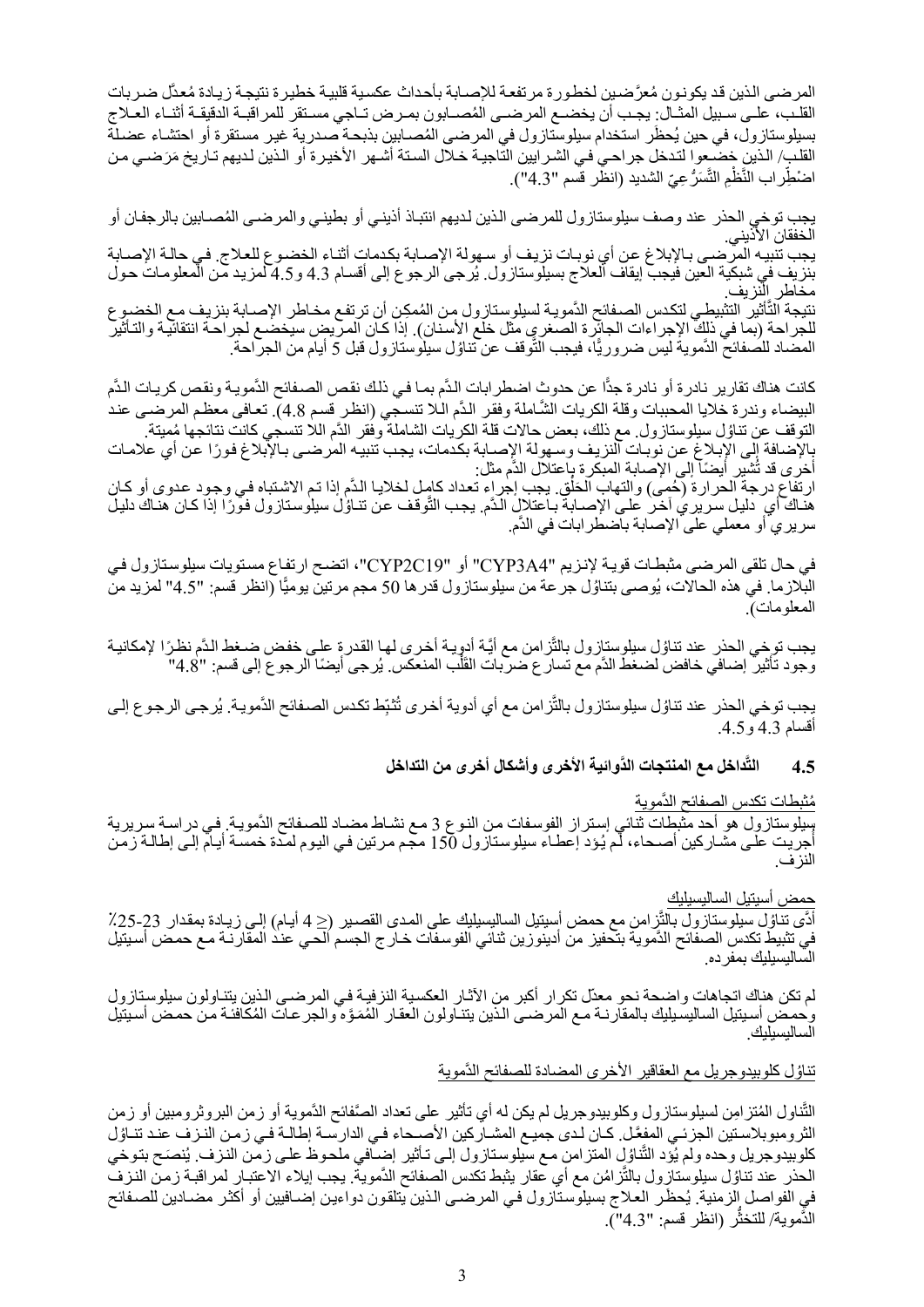المرضى الذين قد يكونون مُعرَّضين لخطورة مرتفعة للإصابة بأحداث عكسية قلبية خطيرة نتيجة زيادة مُعدَّل ضربات القلب، على سبيل المثال: يجب أن يخضع المرضى المُصابون بمرض تاجي مستقر للمراقبة الدقيقة أثناء العلاج بسيلوستازول، في حين يُحظَر استخدام سيلوستازول في المرضى المُصابين بذبحة صدرية غير مستقرة أو احتشاء عضلة القلب/ الذين خضعوا لتدخل جراحي في الشرايين التاجية خلال الستة أشهر الأخيرة أو الذين لديهم تاريخ مَرَضي من اضْطِراب النَّظْمِ التَّسَرُّعِيّ الشديد (انظر قسم "4.3").

يجب توخي الحذر عند وصف سيلوستازول للمرضى الذين لديهم انتباذ أذيني أو بطيني والمرضى المُصابين بالرجفان أو الخفقان الأذيني.

يجب تنبيه المرضى بالإبلاغ عن أي نوبات نزيف أو سهولة الإصابة بكدمات أثناء الخضوع للعلاج. في حالة الإصابة بنزيف في شبكية العين فيجب إيقاف العلاج بسيلوستازول. يُرجى الرجوع إلى أقسام 4.3 و4.5 لمزيد من المعلومات حول مخاطر النزيف.

نتيجة التَّأثير التثبيطي لتكدس الصفائح الدَّموية لسيلوستازول من المُمكن أن ترتفع مخاطر الإصابة بنزيف مع الخضوع للجراحة (بما في ذلك الإجراءات الجائرة الصغرى مثل خلع الأسنان). إذا كان المريض سيخضع لجراحة انتقائية والتأثير المضاد للصفائح الدَّموية ليس ضروريًّا، فيجب التَّوقف عن تناول سيلوستازول قبل 5 أيام من الجراحة.

كانت هناك تقارير نادرة أو نادرة جدًّا عن حدوث اضطرابات الدَّم بما في ذلك نقص الصفائح الدَّموية ونقص كريات الدَّم البيضاء وندرة خلايا المحببات وقلة الكريات الشَّاملة وفقر الدَّم اللا تنسجي (انظر قسم 4.8). تعافى معظم المرضى عند التوقف عن تناول سيلوستازول. مع ذلك، بعض حالات قلة الكريات الشاملة وفقر الدَّم اللا تنسجي كانت نتائجها مُميتة.

بالإضافة إلى الإبلاغ عن نوبات النزيف وسهولة الإصابة بكدمات، يجب تنبيه المرضى بالإبلاغ فورًا عن أي علامات أخرى قد تُشير أيضًا إلى الإصابة المبكرة باعتلال الدَّم مثل:

ارتفاع درجة الحرارة (حُمى) والتهاب الحَلْق. يجب إجراء تعداد كامل لخلايا الدَّم إذا تم الاشتباه في وجود عدوى أو كان هناك أي دليل سريري آخر على الإصابة باعتلال الدَّم. يجب التَّوقف عن تناول سيلوستازول فورًا إذا كان هناك دليل سريري أو معملي على الإصابة باضطرابات في الدَّم.

في حال تلقي المرضى مثبطات قوية لإنزيم "CYP3A4" أو "CYP2C19"، اتضح ارتفاع مستويات سيلوستازول في البلازما. في هذه الحالات، يُوصى بتناول جرعة من سيلوستازول قدرها 50 مجم مرتين يوميًّا (انظر قسم: "4.5" لمزيد من المعلومات).

يجب توخي الحذر عند تناول سيلوستازول بالتَّزامن مع أيَّة أدوية أخرى لها القدرة على خفض ضغط الدَّم نظرًا لإمكانية وجود تأثير إضافي خافض لضغط الدَّم مع تسارع ضربات القَلْب المنعكس. يُرجى أيضًا الرجوع إلى قسم: "4.8"

يجب توخي الحذر عند تناول سيلوستازول بالتَّزامن مع أي أدوية أخرى تُثبِّط تكدس الصفائح الدَّموية. يُرجى الرجوع إلى أقسام 4.3 و4.5.

## 4.5 التَّداخل مع المنتجات الدَّوائية الأخرى وأشكال أخرى من التداخل

مُثبطات تكدس الصفائح الدَّموية

سيلوستازول هو أحد مثبطات ثنائي إستراز الفوسفات من النوع 3 مع نشاط مضاد للصفائح الدَّموية. في دراسة سريرية أُجريت على مشاركين أصحاء، لم يُؤد إعطاء سيلوستازول 150 مجم مرتين في اليوم لمدة خمسة أيام إلى إطالة زمن النزف.

حمض أسيتيل الساليسيليك

أدَّى تناول سيلوستازول بالتَّزامن مع حمض أسيتيل الساليسيليك على المدى القصير (≤ 4 أيام) إلى زيادة بمقدار 23-25٪ في تثبيط تكدس الصفائح الدَّموية بتحفيز من أدينوزين ثنائي الفوسفات خارج الجسم الحي عند المقارنة مع حمض أسيتيل الساليسيليك بمفرده.

لم تكن هناك اتجاهات واضحة نحو معدّل تكرار أكبر من الآثار العكسية النزفية في المرضى الذين يتناولون سيلوستازول وحمض أسيتيل الساليسيليك بالمقارنة مع المرضى الذين يتناولون العقار المُمَوَّه والجرعات المُكافئة من حمض أسيتيل الساليسيليك.

تناوُل كلوبيدوجريل مع العقاقير الأخرى المضادة للصفائح الدَّموية

التَّناول المُتزامِن لسيلوستازول وكلوبيدوجريل لم يكن له أي تأثير على تعداد الصَّفائح الدَّموية أو زمن البروثرومبين أو زمن الثرومبوبلاستين الجزئي المفعَّل. كان لدى جميع المشاركين الأصحاء في الدارسة إطالة في زمن النزف عند تناوُل كلوبيدوجريل وحده ولم يُؤد التَّناوُل المتزامن مع سيلوستازول إلى تأثير إضافي ملحوظ على زمن النزف. يُنصَح بتوخي الحذر عند تناول سيلوستازول بالتَّزامُن مع أي عقار يثبط تكدس الصفائح الدَّموية. يجب إيلاء الاعتبار لمراقبة زمن النزف في الفواصل الزمنية. يُحظَر العلاج بسيلوستازول في المرضى الذين يتلقون دواءين إضافيين أو أكثر مضادين للصفائح الدَّموية/ للتخثُّر (انظر قسم: "4.3").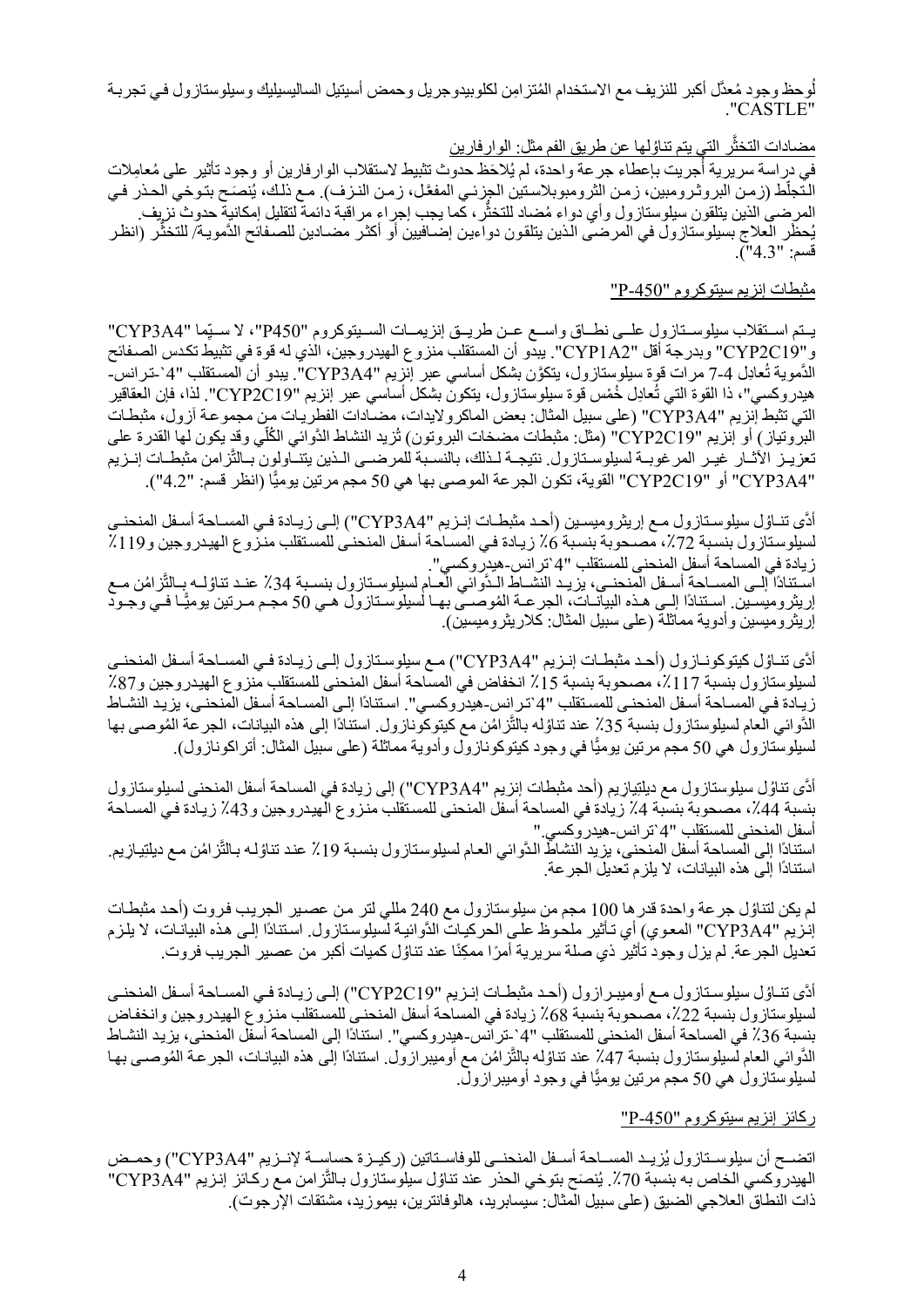لُوحظ وجود مُعدَّل أكبر للنزيف مع الاستخدام المُتزامِن لكلوبيدوجريل وحمض أسيتيل الساليسيليك وسيلوستازول في تجربة "CASTLE".

مضادات التخثُّر التي يتم تناوُلها عن طريق الفم مثل: الوارفارين

في دراسة سريرية أُجريت بإعطاء جرعة واحدة، لم يُلاحَظ حدوث تثبيط لاستقلاب الوارفارين أو وجود تأثير على مُعامِلات التجلُّط (زمن البروثرومبين، زمن الثرومبوبلاستين الجزئي المفعَّل، زمن النزف). مع ذلك، يُنصَح بتوخي الحذر في المرضى الذين يتلقون سيلوستازول وأي دواء مُضاد للتخثُّر، كما يجب إجراء مراقبة دائمة لتقليل إمكانية حدوث نزيف.
يُحظَر العلاج بسيلوستازول في المرضى الذين يتلقون دواءين إضافيين أو أكثر مضادين للصفائح الدَّموية/ للتخثُّر (انظر قسم: "4.3").

مثبطات إنزيم سيتوكروم "P-450"

يتم استقلاب سيلوستازول على نطاق واسع عن طريق إنزيمات السيتوكروم "P450"، لا سيّما "CYP3A4" و"CYP2C19" وبدرجة أقل "CYP1A2". يبدو أن المستقلب منزوع الهيدروجين، الذي له قوة في تثبيط تكدس الصفائح الدَّموية تُعادِل 4-7 مرات قوة سيلوستازول، يتكوَّن بشكل أساسي عبر إنزيم "CYP3A4". يبدو أن المستقلب "4`-ترانس-هيدروكسي"، ذا القوة التي تُعادِل خُمْس قوة سيلوستازول، يتكون بشكل أساسي عبر إنزيم "CYP2C19". لذا، فإن العقاقير التي تثبط إنزيم "CYP3A4" (على سبيل المثال: بعض الماكرولايدات، مضادات الفطريات من مجموعة آزول، مثبطات البروتياز) أو إنزيم "CYP2C19" (مثل: مثبطات مضخات البروتون) تُزيد النشاط الدَّوائي الكُلّي وقد يكون لها القدرة على تعزيز الآثار غير المرغوبة لسيلوستازول. نتيجة لذلك، بالنسبة للمرضى الذين يتناولون بالتَّزامن مثبطات إنزيم "CYP3A4" أو "CYP2C19" القوية، تكون الجرعة الموصى بها هي 50 مجم مرتين يوميًّا (انظر قسم: "4.2").

أدَّى تناوُل سيلوستازول مع إريثروميسين (أحد مثبطات إنزيم "CYP3A4") إلى زيادة في المساحة أسفل المنحنى لسيلوستازول بنسبة 72٪، مصحوبة بنسبة 6٪ زيادة في المساحة أسفل المنحنى للمستقلب منزوع الهيدروجين و119٪ زيادة في المساحة أسفل المنحنى للمستقلب "4`ترانس-هيدروكسي".
استنادًا إلى المساحة أسفل المنحنى، يزيد النشاط الدَّوائي العام لسيلوستازول بنسبة 34٪ عند تناوُله بالتَّزامُن مع إريثروميسين. استنادًا إلى هذه البيانات، الجرعة المُوصى بها لسيلوستازول هي 50 مجم مرتين يوميًّا في وجود إريثروميسين وأدوية مماثلة (على سبيل المثال: كلاريثروميسين).

أدَّى تناوُل كيتوكونازول (أحد مثبطات إنزيم "CYP3A4") مع سيلوستازول إلى زيادة في المساحة أسفل المنحنى لسيلوستازول بنسبة 117٪، مصحوبة بنسبة 15٪ انخفاض في المساحة أسفل المنحنى للمستقلب منزوع الهيدروجين و87٪ زيادة في المساحة أسفل المنحنى للمستقلب "4`ترانس-هيدروكسي". استنادًا إلى المساحة أسفل المنحنى، يزيد النشاط الدَّوائي العام لسيلوستازول بنسبة 35٪ عند تناوُله بالتَّزامُن مع كيتوكونازول. استنادًا إلى هذه البيانات، الجرعة المُوصى بها لسيلوستازول هي 50 مجم مرتين يوميًّا في وجود كيتوكونازول وأدوية مماثلة (على سبيل المثال: أتراكونازول).

أدَّى تناوُل سيلوستازول مع ديلتيازيم (أحد مثبطات إنزيم "CYP3A4") إلى زيادة في المساحة أسفل المنحنى لسيلوستازول بنسبة 44٪، مصحوبة بنسبة 4٪ زيادة في المساحة أسفل المنحنى للمستقلب منزوع الهيدروجين و43٪ زيادة في المساحة أسفل المنحنى للمستقلب "4`ترانس-هيدروكسي."
استنادًا إلى المساحة أسفل المنحنى، يزيد النشاط الدَّوائي العام لسيلوستازول بنسبة 19٪ عند تناوُله بالتَّزامُن مع ديلتيازيم. استنادًا إلى هذه البيانات، لا يلزم تعديل الجرعة.

لم يكن لتناوُل جرعة واحدة قدرها 100 مجم من سيلوستازول مع 240 مللي لتر من عصير الجريب فروت (أحد مثبطات إنزيم "CYP3A4" المعوي) أي تأثير ملحوظ على الحركيات الدَّوائية لسيلوستازول. استنادًا إلى هذه البيانات، لا يلزم تعديل الجرعة. لم يزل وجود تأثير ذي صلة سريرية أمرًا ممكِنًا عند تناوُل كميات أكبر من عصير الجريب فروت.

أدَّى تناوُل سيلوستازول مع أوميبرازول (أحد مثبطات إنزيم "CYP2C19") إلى زيادة في المساحة أسفل المنحنى لسيلوستازول بنسبة 22٪، مصحوبة بنسبة 68٪ زيادة في المساحة أسفل المنحنى للمستقلب منزوع الهيدروجين وانخفاض بنسبة 36٪ في المساحة أسفل المنحنى للمستقلب "4`-ترانس-هيدروكسي". استنادًا إلى المساحة أسفل المنحنى، يزيد النشاط الدَّوائي العام لسيلوستازول بنسبة 47٪ عند تناوُله بالتَّزامُن مع أوميبرازول. استنادًا إلى هذه البيانات، الجرعة المُوصى بها لسيلوستازول هي 50 مجم مرتين يوميًّا في وجود أوميبرازول.

ركائز إنزيم سيتوكروم "P-450"

اتضح أن سيلوستازول يُزيد المساحة أسفل المنحنى للوفاستاتين (ركيزة حساسة لإنزيم "CYP3A4") وحمض الهيدروكسي الخاص به بنسبة 70٪. يُنصَح بتوخي الحذر عند تناوُل سيلوستازول بالتَّزامن مع ركائز إنزيم "CYP3A4" ذات النطاق العلاجي الضيق (على سبيل المثال: سيسابريد، هالوفانترين، بيموزيد، مشتقات الإرجوت).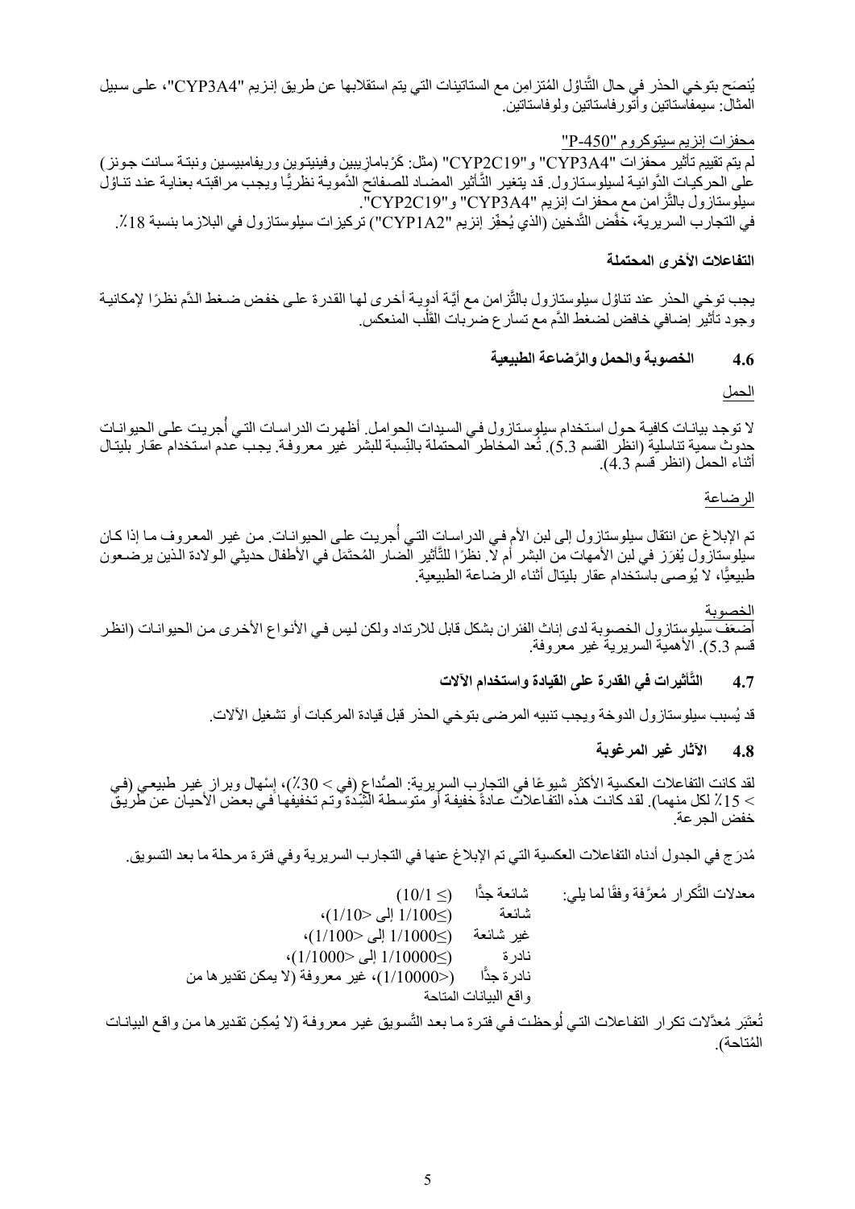يُنصَح بتوخي الحذر في حال التَّناوُل المُتزامِن مع الستاتينات التي يتم استقلابها عن طريق إنزيم "CYP3A4"، على سبيل المثال: سيمفاستاتين وأتورفاستاتين ولوفاستاتين.

محفزات إنزيم سيتوكروم "P-450"

لم يتم تقييم تأثير محفزات "CYP3A4" و"CYP2C19" (مثل: كَرْبامازيبين وفينيتوين وريفامبيسين ونبتة سانت جونز) على الحركيات الدَّوائية لسيلوستازول. قد يتغير التَّأثير المضاد للصفائح الدَّموية نظريًّا ويجب مراقبته بعناية عند تناوُل سيلوستازول بالتَّزامن مع محفزات إنزيم "CYP3A4" و"CYP2C19".

في التجارب السريرية، خفَّض التَّدخين (الذي يُحفِّز إنزيم "CYP1A2") تركيزات سيلوستازول في البلازما بنسبة 18٪.

**التفاعلات الأخرى المحتملة**

يجب توخي الحذر عند تناوُل سيلوستازول بالتَّزامن مع أيَّة أدوية أخرى لها القدرة على خفض ضغط الدَّم نظرًا لإمكانية وجود تأثير إضافي خافض لضغط الدَّم مع تسارع ضربات القَلْب المنعكس.

## 4.6 الخصوبة والحمل والرَّضاعة الطبيعية

الحمل

لا توجد بيانات كافية حول استخدام سيلوستازول في السيدات الحوامل. أظهرت الدراسات التي أُجريت على الحيوانات حدوث سمية تناسلية (انظر القسم 5.3). تُعد المخاطر المحتملة بالنِّسبة للبشر غير معروفة. يجب عدم استخدام عقار بليتال أثناء الحمل (انظر قسم 4.3).

الرضاعة

تم الإبلاغ عن انتقال سيلوستازول إلى لبن الأم في الدراسات التي أُجريت على الحيوانات. من غير المعروف ما إذا كان سيلوستازول يُفرَز في لبن الأمهات من البشر أم لا. نظرًا للتَّأثير الضار المُحتمَل في الأطفال حديثي الولادة الذين يرضعون طبيعيًّا، لا يُوصى باستخدام عقار بليتال أثناء الرضاعة الطبيعية.

الخصوبة

أضعَف سيلوستازول الخصوبة لدى إناث الفئران بشكل قابل للارتداد ولكن ليس في الأنواع الأخرى من الحيوانات (انظر قسم 5.3). الأهمية السريرية غير معروفة.

## 4.7 التَّأثيرات في القدرة على القيادة واستخدام الآلات

قد يُسبب سيلوستازول الدوخة ويجب تنبيه المرضى بتوخي الحذر قبل قيادة المركبات أو تشغيل الآلات.

## 4.8 الآثار غير المرغوبة

لقد كانت التفاعلات العكسية الأكثر شيوعًا في التجارب السريرية: الصُداع (في < 30٪)، إسْهال وبراز غير طبيعي (في < 15٪ لكل منهما). لقد كانت هذه التفاعلات عادةً خفيفة أو متوسطة الشِّدة وتم تخفيفها في بعض الأحيان عن طريق خفض الجرعة.

مُدرَج في الجدول أدناه التفاعلات العكسية التي تم الإبلاغ عنها في التجارب السريرية وفي فترة مرحلة ما بعد التسويق.

معدلات التَّكرار مُعرَّفة وفقًا لما يلي:
- شائعة جدًّا (≥ 1/10)
- شائعة (≥1/100 إلى <1/10)،
- غير شائعة (≥1/1000 إلى <1/100)،
- نادرة (≥1/10000 إلى <1/1000)،
- نادرة جدًّا (<1/10000)، غير معروفة (لا يمكن تقديرها من واقع البيانات المتاحة

تُعتَبَر مُعدَّلات تكرار التفاعلات التي لُوحظت في فترة ما بعد التَّسويق غير معروفة (لا يُمكِن تقديرها من واقع البيانات المُتاحة).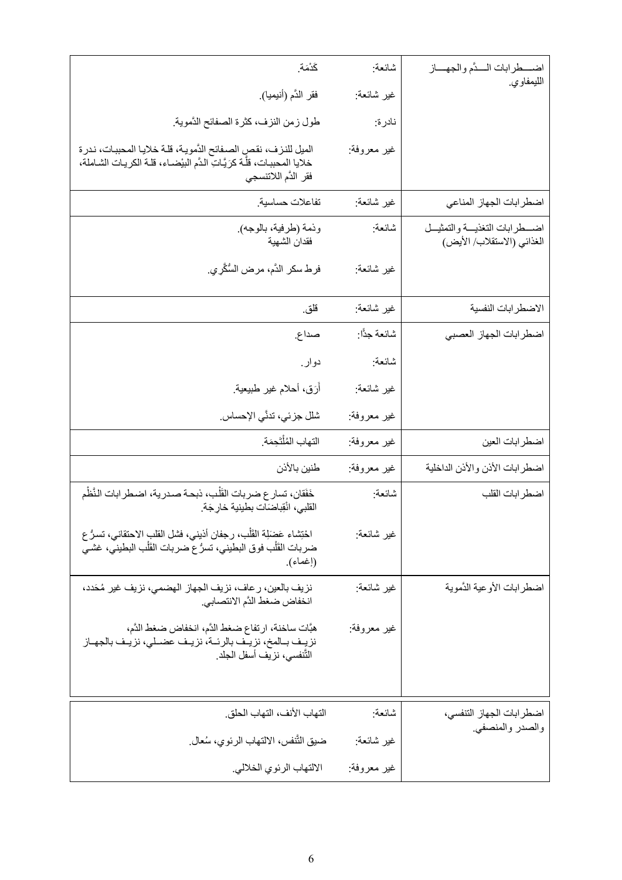| | | |
|---|---|---|
| اضطرابات الدَّم والجهاز الليمفاوي. | شائعة: | كَدْمَة. |
| | غير شائعة: | فقر الدَّم (أنيميا). |
| | نادرة: | طول زمن النزف، كثرة الصفائح الدَّموية. |
| | غير معروفة: | الميل للنزف، نقص الصفائح الدَّموية، قلة خلايا المحببات، ندرة خلايا المحببات، قِلَّة كرَيَّاتِ الدَّم البيْضاء، قلة الكريات الشاملة، فقر الدَّم اللاتنسجي |
| اضطرابات الجهاز المناعي | غير شائعة: | تفاعلات حساسية. |
| اضطرابات التغذية والتمثيل الغذائي (الاستقلاب/ الأيض) | شائعة: | وذمة (طرفية، بالوجه). فقدان الشهية |
| | غير شائعة: | فرط سكر الدَّم، مرض السُّكَّري. |
| الاضطرابات النفسية | غير شائعة: | قلق. |
| اضطرابات الجهاز العصبي | شائعة جدًّا: | صداع. |
| | شائعة: | دوار. |
| | غير شائعة: | أَرَق، أحلام غير طبيعية. |
| | غير معروفة: | شلل جزئي، تدنّي الإحساس. |
| اضطرابات العين | غير معروفة: | التهاب المُلْتَحِمَة. |
| اضطرابات الأذن والأذن الداخلية | غير معروفة: | طنين بالأذن |
| اضطرابات القلب | شائعة: | خَفَقان، تسارع ضربات القَلْب، ذبحة صدرية، اضطرابات النَّظْم القلبي، انْقِباضات بطينية خارِجَة. |
| | غير شائعة: | احْتِشاء عَضَلِة القَلْب، رجفان أذيني، فشل القلب الاحتقاني، تسرُّع ضربات القَلْب فوق البطيني، تسرُّع ضربات القَلْب البطيني، غشي (إغماء). |
| اضطرابات الأوعية الدَّموية | غير شائعة: | نزيف بالعين، رعاف، نزيف الجهاز الهضمي، نزيف غير مُحَدد، انخفاض ضغط الدَّم الانتصابي. |
| | غير معروفة: | هبَّات ساخنة، ارتفاع ضغط الدَّم، انخفاض ضغط الدَّم، نزيف بالمخ، نزيف بالرئة، نزيف عضلي، نزيف بالجهاز التَّنفسي، نزيف أسفل الجلد. |
| اضطرابات الجهاز التنفسي، والصدر والمنصفي. | شائعة: | التهاب الأنف، التهاب الحلق. |
| | غير شائعة: | ضيق التَّنفس، الالتهاب الرئوي، سُعال. |
| | غير معروفة: | الالتهاب الرئوي الخلالي. |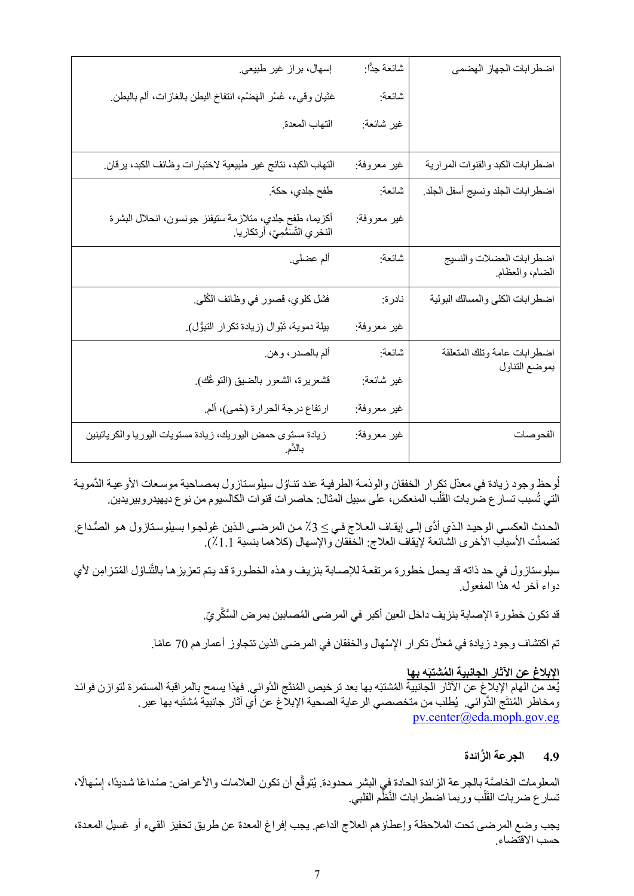| اضطرابات الجهاز الهضمي | شائعة جدًا: | إسهال، براز غير طبيعي. |
|---|---|---|
| | شائعة: | غثيان وقيء، عُسْر الهَضْم، انتفاخ البطن بالغازات، ألم بالبطن. |
| | غير شائعة: | التهاب المعدة. |
| اضطرابات الكبد والقنوات المرارية | غير معروفة: | التهاب الكبد، نتائج غير طبيعية لاختبارات وظائف الكبد، يرقان. |
| اضطرابات الجلد ونسيج أسفل الجلد. | شائعة: | طفح جلدي، حكة. |
| | غير معروفة: | أكزيما، طفح جلدي، متلازمة ستيفنز جونسون، انحلال البشرة النخري التَّسَمُّمِيّ، أرتكاريا. |
| اضطرابات العضلات والنسيج الضام، والعظام. | شائعة: | ألم عضلي. |
| اضطرابات الكلى والمسالك البولية | نادرة: | فشل كلوي، قصور في وظائف الكُلى. |
| | غير معروفة: | بيلة دموية، تَبْوال (زيادة تكرار التبوُّل). |
| اضطرابات عامة وتلك المتعلقة بموضع التناول | شائعة: | ألم بالصدر، وهن. |
| | غير شائعة: | قشعريرة، الشعور بالضيق (التوعُّك). |
| | غير معروفة: | ارتفاع درجة الحرارة (حُمى)، ألم. |
| الفحوصات | غير معروفة: | زيادة مستوى حمض اليوريك، زيادة مستويات اليوريا والكرياتينين بالدَّم. |

لُوحظ وجود زيادة في معدّل تكرار الخفقان والوذمة الطرفية عند تناوُل سيلوستازول بمصاحبة موسعات الأوعية الدَّموية التي تُسبب تسارع ضربات القَلْب المنعكس، على سبيل المثال: حاصرات قنوات الكالسيوم من نوع ديهيدروبيريدين.

الحدث العكسي الوحيد الذي أدَّى إلى إيقاف العلاج في ≤ 3٪ من المرضى الذين عُولجوا بسيلوستازول هو الصُّداع. تضمَّنت الأسباب الأخرى الشائعة لإيقاف العلاج: الخفقان والإسهال (كلاهما بنسبة 1.1٪).

سيلوستازول في حد ذاته قد يحمل خطورة مرتفعة للإصابة بنزيف وهذه الخطورة قد يتم تعزيزها بالتَّناوُل المُتزامِن لأي دواء آخر له هذا المفعول.

قد تكون خطورة الإصابة بنزيف داخل العين أكبر في المرضى المُصابين بمرض السُّكَّريّ.

تم اكتشاف وجود زيادة في مُعدّل تكرار الإسْهال والخفقان في المرضى الذين تتجاوز أعمارهم 70 عامًا.

**الإبلاغ عن الآثار الجانبية المُشتبَه بها**

يُعد من الهام الإبلاغ عن الآثار الجانبية المُشتبَه بها بعد ترخيص المُنتَج الدَّوائي. فهذا يسمح بالمراقبة المستمرة لتوازن فوائد ومخاطر المُنتَج الدَّوائي. يُطلب من متخصصي الرعاية الصحية الإبلاغ عن أي آثار جانبية مُشتبَه بها عبر. pv.center@eda.moph.gov.eg

### 4.9 الجرعة الزَّائدة

المعلومات الخاصَّة بالجرعة الزائدة الحادة في البشر محدودة. يُتوقَّع أن تكون العلامات والأعراض: صُداعًا شديدًا، إسْهالًا، تسارع ضربات القَلْب وربما اضطرابات النَّظْم القلبي.

يجب وضع المرضى تحت الملاحظة وإعطاؤهم العلاج الداعم. يجب إفراغ المعدة عن طريق تحفيز القيء أو غسيل المعدة، حسب الاقتضاء.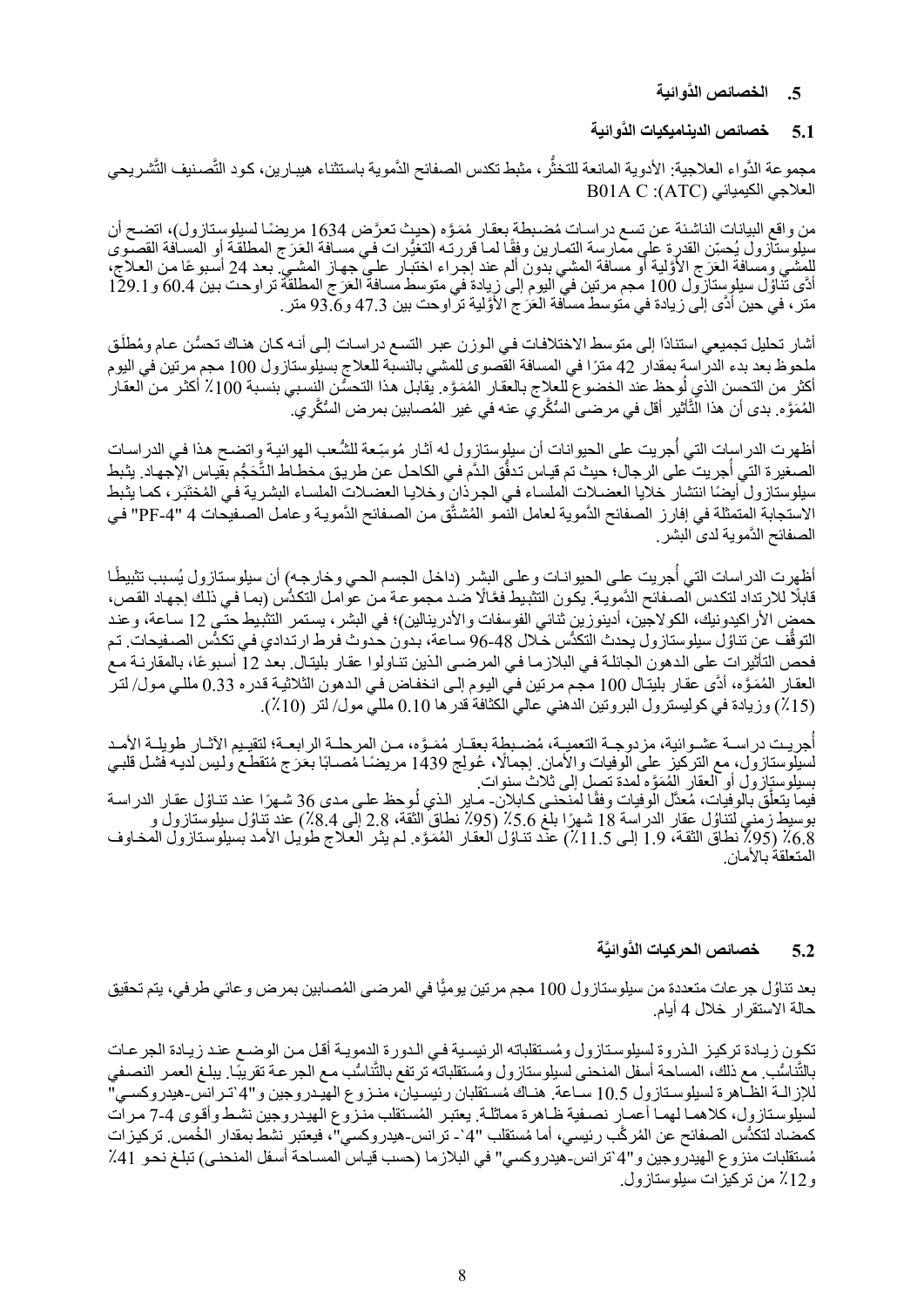## 5. الخصائص الدَّوائية

### 5.1 خصائص الديناميكيات الدَّوائية

مجموعة الدَّواء العلاجية: الأدوية المانعة للتخثُّر، مثبط تكدس الصفائح الدَّموية باستثناء هيبارين، كود التَّصنيف التَّشريحي العلاجي الكيميائي (ATC): B01A C

من واقع البيانات الناشئة عن تسع دراسات مُضبطة بعقار مُمَوَّه (حيث تعرَّض 1634 مريضًا لسيلوستازول)، اتضح أن سيلوستازول يُحسِّن القدرة على ممارسة التمارين وفقًا لما قررته التغيُّرات في مسافة العَرَج المطلقة أو المسافة القصوى للمشي ومسافة العَرَج الأوَّلية أو مسافة المشي بدون ألم عند إجراء اختبار على جهاز المشي. بعد 24 أسبوعًا من العلاج، أدَّى تناوُل سيلوستازول 100 مجم مرتين في اليوم إلى زيادة في متوسط مسافة العَرَج المطلقة تراوحت بين 60.4 و129.1 متر، في حين أدَّى إلى زيادة في متوسط مسافة العَرَج الأوَّلية تراوحت بين 47.3 و93.6 متر.

أشار تحليل تجميعي استنادًا إلى متوسط الاختلافات في الوزن عبر التسع دراسات إلى أنه كان هناك تحسُّن عام ومُطلَق ملحوظ بعد بدء الدراسة بمقدار 42 مترًا في المسافة القصوى للمشي بالنسبة للعلاج بسيلوستازول 100 مجم مرتين في اليوم أكثر من التحسن الذي لُوحظ عند الخضوع للعلاج بالعقار المُمَوَّه. يقابل هذا التحسُّن النسبي بنسبة 100٪ أكثر من العقار المُمَوَّه. بدى أن هذا التَّأثير أقل في مرضى السُّكَّري عنه في غير المُصابين بمرض السُّكَّري.

أظهرت الدراسات التي أُجريت على الحيوانات أن سيلوستازول له آثار مُوسِّعة للشُّعب الهوائية واتضح هذا في الدراسات الصغيرة التي أُجريت على الرجال؛ حيث تم قياس تدفُّق الدَّم في الكاحل عن طريق مخطاط التَّحَجُّم بقياس الإجهاد. يثبط سيلوستازول أيضًا انتشار خلايا العضلات الملساء في الجرذان وخلايا العضلات الملساء البشرية في المُختَبَر، كما يثبط الاستجابة المتمثلة في إفراز الصفائح الدَّموية لعامل النمو المُشتَّق من الصفائح الدَّموية وعامل الصفيحات 4 "PF-4" في الصفائح الدَّموية لدى البشر.

أظهرت الدراسات التي أُجريت على الحيوانات وعلى البشر (داخل الجسم الحي وخارجه) أن سيلوستازول يُسبب تثبيطًا قابلًا للارتداد لتكدس الصفائح الدَّموية. يكون التثبيط فعَّالًا ضد مجموعة من عوامل التكدُّس (بما في ذلك إجهاد القص، حمض الأراكيدونيك، الكولاجين، أدينوزين ثنائي الفوسفات والأدرينالين)؛ في البشر، يستمر التثبيط حتى 12 ساعة، وعند التوقُّف عن تناوُل سيلوستازول يحدث التكدُّس خلال 48-96 ساعة، بدون حدوث فرط ارتدادي في تكدُّس الصفيحات. تم فحص التأثيرات على الدهون الجائلة في البلازما في المرضى الذين تناولوا عقار بليتال. بعد 12 أسبوعًا، بالمقارنة مع العقار المُمَوَّه، أدَّى عقار بليتال 100 مجم مرتين في اليوم إلى انخفاض في الدهون الثلاثية قدره 0.33 مللي مول/ لتر (15٪) وزيادة في كوليسترول البروتين الدهني عالي الكثافة قدرها 0.10 مللي مول/ لتر (10٪).

أُجريت دراسة عشوائية، مزدوجة التعمية، مُضبطة بعقار مُمَوَّه، من المرحلة الرابعة؛ لتقييم الآثار طويلة الأمد لسيلوستازول، مع التركيز على الوفيات والأمان. إجمالًا، عُولج 1439 مريضًا مُصابًا بعَرَج مُتقطع وليس لديه فشل قلبي بسيلوستازول أو العقار المُمَوَّه لمدة تصل إلى ثلاث سنوات.
فيما يتعلَّق بالوفيات، مُعدَّل الوفيات وفقًا لمنحنى كابلان- ماير الذي لُوحظ على مدى 36 شهرًا عند تناوُل عقار الدراسة بوسيط زمني لتناوُل عقار الدراسة 18 شهرًا بلغ 5.6٪ (95٪ نطاق الثقة، 2.8 إلى 8.4٪) عند تناوُل سيلوستازول و 6.8٪ (95٪ نطاق الثقة، 1.9 إلى 11.5٪) عند تناوُل العقار المُمَوَّه. لم يثر العلاج طويل الأمد بسيلوستازول المخاوف المتعلقة بالأمان.

### 5.2 خصائص الحركيات الدَّوائيَّة

بعد تناوُل جرعات متعددة من سيلوستازول 100 مجم مرتين يوميًّا في المرضى المُصابين بمرض وعائي طرفي، يتم تحقيق حالة الاستقرار خلال 4 أيام.

تكون زيادة تركيز الذروة لسيلوستازول ومُستقلباته الرئيسية في الدورة الدموية أقل من الوضع عند زيادة الجرعات بالتَّناسُب. مع ذلك، المساحة أسفل المنحنى لسيلوستازول ومُستقلباته ترتفع بالتَّناسُب مع الجرعة تقريبًا. يبلغ العمر النصفي للإزالة الظَّاهرة لسيلوستازول 10.5 ساعة. هناك مُستقلبان رئيسيان، منزوع الهيدروجين و"4`ترانس-هيدروكسي" لسيلوستازول، كلاهما لهما أعمار نصفية ظاهرة مماثلة. يعتبر المُستقلب منزوع الهيدروجين نشط وأقوى 4-7 مرات كمضاد لتكدُّس الصفائح عن المُركَّب رئيسي، أما مُستقلب "4`- ترانس-هيدروكسي"، فيعتبر نشط بمقدار الخُمس. تركيزات مُستقلبات منزوع الهيدروجين و"4`ترانس-هيدروكسي" في البلازما (حسب قياس المساحة أسفل المنحنى) تبلغ نحو 41٪ و12٪ من تركيزات سيلوستازول.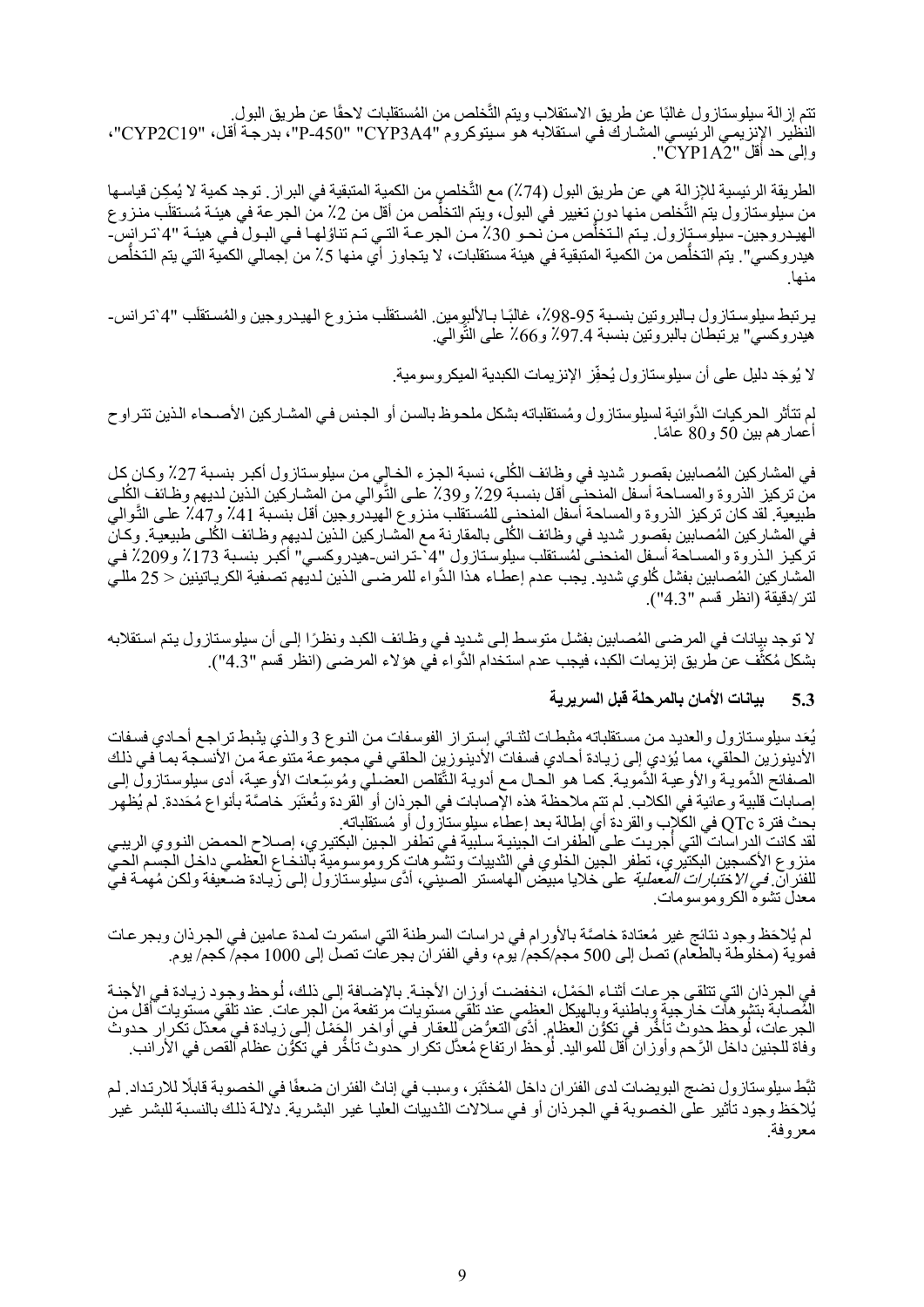تتم إزالة سيلوستازول غالبًا عن طريق الاستقلاب ويتم التَّخلص من المُستقلبات لاحقًا عن طريق البول. النظير الإنزيمي الرئيسي المشارك في استقلابه هو سيتوكروم "CYP3A4" "P-450"، بدرجة أقل، "CYP2C19"، وإلى حد أقل "CYP1A2".

الطريقة الرئيسية للإزالة هي عن طريق البول (74٪) مع التَّخلص من الكمية المتبقية في البراز. توجد كمية لا يُمكِن قياسها من سيلوستازول يتم التَّخلص منها دون تغيير في البول، ويتم التخلُّص من أقل من 2٪ من الجرعة في هيئة مُستقلَب منزوع الهيدروجين- سيلوستازول. يتم التخلُّص من نحو 30٪ من الجرعة التي تم تناولها في البول في هيئة "4`ترانس-هيدروكسي". يتم التخلُّص من الكمية المتبقية في هيئة مستقلبات، لا يتجاوز أي منها 5٪ من إجمالي الكمية التي يتم التخلُّص منها.

يرتبط سيلوستازول بالبروتين بنسبة 95-98٪، غالبًا بالألبومين. المُستقلَب منزوع الهيدروجين والمُستقلَب "4`ترانس-هيدروكسي" يرتبطان بالبروتين بنسبة 97.4٪ و66٪ على التَّوالي.

لا يُوجَد دليل على أن سيلوستازول يُحفِّز الإنزيمات الكبدية الميكروسومية.

لم تتأثر الحركيات الدَّوائية لسيلوستازول ومُستقلباته بشكل ملحوظ بالسن أو الجنس في المشاركين الأصحاء الذين تتراوح أعمارهم بين 50 و80 عامًا.

في المشاركين المُصابين بقصور شديد في وظائف الكُلى، نسبة الجزء الخالي من سيلوستازول أكبر بنسبة 27٪ وكان كل من تركيز الذروة والمساحة أسفل المنحنى أقل بنسبة 29٪ و39٪ على التَّوالي من المشاركين الذين لديهم وظائف الكُلى طبيعية. لقد كان تركيز الذروة والمساحة أسفل المنحنى للمُستقلب منزوع الهيدروجين أقل بنسبة 41٪ و47٪ على التَّوالي في المشاركين المُصابين بقصور شديد في وظائف الكُلى بالمقارنة مع المشاركين الذين لديهم وظائف الكُلى طبيعية. وكان تركيز الذروة والمساحة أسفل المنحنى لمُستقلب سيلوستازول "4`-ترانس-هيدروكسي" أكبر بنسبة 173٪ و209٪ في المشاركين المُصابين بفشل كُلوي شديد. يجب عدم إعطاء هذا الدَّواء للمرضى الذين لديهم تصفية الكرياتينين < 25 مللي لتر/دقيقة (انظر قسم "4.3").

لا توجد بيانات في المرضى المُصابين بفشل متوسط إلى شديد في وظائف الكبد ونظرًا إلى أن سيلوستازول يتم استقلابه بشكل مُكثَّف عن طريق إنزيمات الكبد، فيجب عدم استخدام الدَّواء في هؤلاء المرضى (انظر قسم "4.3").

### 5.3 بيانات الأمان بالمرحلة قبل السريرية

يُعد سيلوستازول والعديد من مستقلباته مثبطات لثنائي إستراز الفوسفات من النوع 3 والذي يثبط تراجع أحادي فسفات الأدينوزين الحلقي، مما يُؤدي إلى زيادة أحادي فسفات الأدينوزين الحلقي في مجموعة متنوعة من الأنسجة بما في ذلك الصفائح الدَّموية والأوعية الدَّموية. كما هو الحال مع أدوية التَّقلص العضلي ومُوسِّعات الأوعية، أدى سيلوستازول إلى إصابات قلبية وعائية في الكلاب. لم تتم ملاحظة هذه الإصابات في الجرذان أو القردة وتُعتَبر خاصَّة بأنواع مُحددة. لم يُظهر بحث فترة QTc في الكلاب والقردة أي إطالة بعد إعطاء سيلوستازول أو مُستقلباته.
لقد كانت الدراسات التي أجريت على الطفرات الجينية سلبية في تطفر الجين البكتيري، إصلاح الحمض النووي الريبي منزوع الأكسجين البكتيري، تطفر الجين الخلوي في الثدييات وتشوهات كروموسومية بالنخاع العظمي داخل الجسم الحي للفئران. *في الاختبارات المعملية* على خلايا مبيض الهامستر الصيني، أدَّى سيلوستازول إلى زيادة ضعيفة ولكن مُهمة في معدل تشوه الكروموسومات.

لم يُلاحَظ وجود نتائج غير مُعتادة خاصَّة بالأورام في دراسات السرطنة التي استمرت لمدة عامين في الجرذان وبجرعات فموية (مخلوطة بالطعام) تصل إلى 500 مجم/كجم/ يوم، وفي الفئران بجرعات تصل إلى 1000 مجم/ كجم/ يوم.

في الجرذان التي تتلقى جرعات أثناء الحَمل، انخفضت أوزان الأجنة. بالإضافة إلى ذلك، لُوحظ وجود زيادة في الأجنة المُصابة بتشوهات خارجية وباطنية وبالهيكل العظمي عند تلقي مستويات مرتفعة من الجرعات. عند تلقي مستويات أقل من الجرعات، لُوحظ حدوث تأخُّر في تكوُّن العظام. أدَّى التعرُّض للعقار في أواخر الحَمل إلى زيادة في معدّل تكرار حدوث وفاة للجنين داخل الرَّحم وأوزان أقل للمواليد. لُوحظ ارتفاع مُعدّل تكرار حدوث تأخُّر في تكوُّن عظام القص في الأرانب.

ثبَّط سيلوستازول نضج البويضات لدى الفئران داخل المُختبَر، وسبب في إناث الفئران ضعفًا في الخصوبة قابلًا للارتداد. لم يُلاحَظ وجود تأثير على الخصوبة في الجرذان أو في سلالات الثدييات العليا غير البشرية. دلالة ذلك بالنسبة للبشر غير معروفة.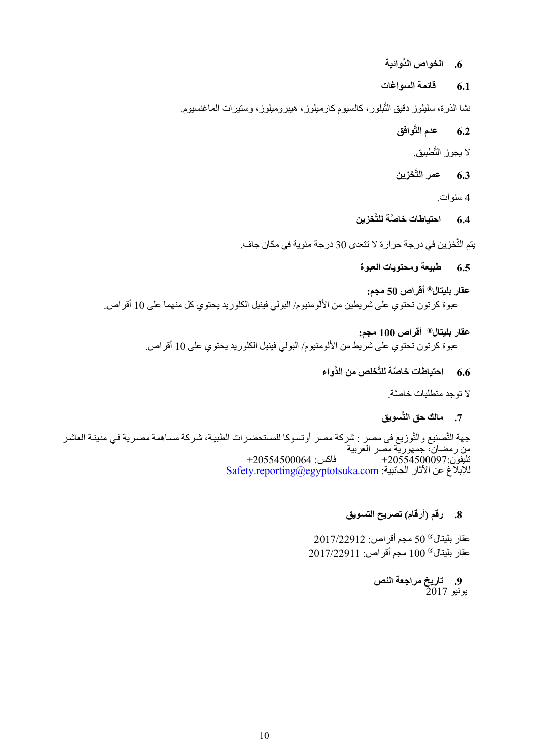## 6. الخواص الدَّوائية

### 6.1 قائمة السواغات

نشا الذرة، سليلوز دقيق التَّبلور، كالسيوم كارميلوز، هيبروميلوز، وستيرات الماغنسيوم.

### 6.2 عدم التَّوافق

لا يجوز التَّطبيق.

### 6.3 عمر التَّخزين

4 سنوات.

### 6.4 احتياطات خاصَّة للتَّخزين

يتم التَّخزين في درجة حرارة لا تتعدى 30 درجة مئوية في مكان جاف.

### 6.5 طبيعة ومحتويات العبوة

**عقار بليتال® أقراص 50 مجم:**
عبوة كرتون تحتوي على شريطين من الألومنيوم/ البولي فينيل الكلوريد يحتوي كل منهما على 10 أقراص.

**عقار بليتال® أقراص 100 مجم:**
عبوة كرتون تحتوي على شريط من الألومنيوم/ البولي فينيل الكلوريد يحتوي على 10 أقراص.

### 6.6 احتياطات خاصَّة للتَّخلص من الدَّواء

لا توجد متطلبات خاصَّة.

## 7. مالك حق التَّسويق

جهة التَّصنيع والتَّوزيع فى مصر : شركة مصر أوتسوكا للمستحضرات الطبية، شركة مساهمة مصرية في مدينة العاشر من رمضان، جمهورية مصر العربية
تليفون:+20554500097 فاكس: +20554500064
للإبلاغ عن الآثار الجانبية: Safety.reporting@egyptotsuka.com

## 8. رقم (أرقام) تصريح التسويق

عقار بليتال® 50 مجم أقراص: 2017/22912
عقار بليتال® 100 مجم أقراص: 2017/22911

## 9. تاريخ مراجعة النص

يونيو 2017